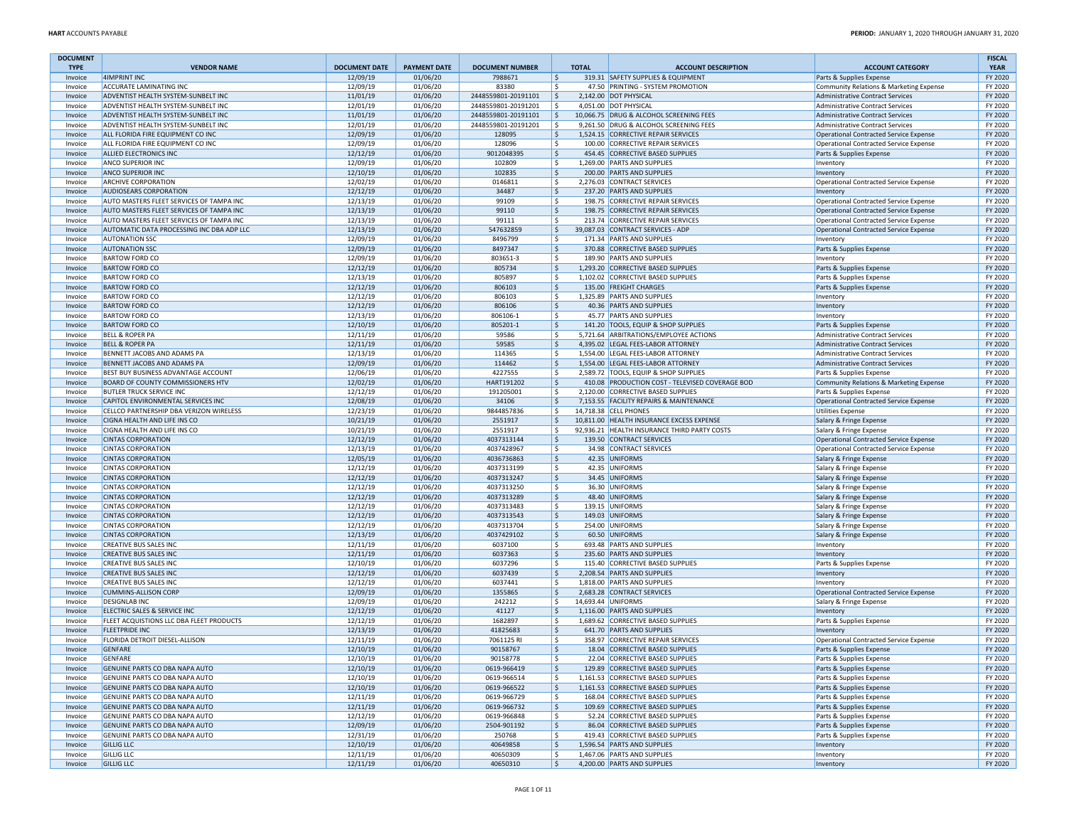| DOCUMENT TYPE | VENDOR NAME | DOCUMENT DATE | PAYMENT DATE | DOCUMENT NUMBER | TOTAL | ACCOUNT DESCRIPTION | ACCOUNT CATEGORY | FISCAL YEAR |
|---|---|---|---|---|---|---|---|---|
| Invoice | 4IMPRINT INC | 12/09/19 | 01/06/20 | 7988671 | $ 319.31 | SAFETY SUPPLIES & EQUIPMENT | Parts & Supplies Expense | FY 2020 |
| Invoice | ACCURATE LAMINATING INC | 12/09/19 | 01/06/20 | 83380 | $ 47.50 | PRINTING - SYSTEM PROMOTION | Community Relations & Marketing Expense | FY 2020 |
| Invoice | ADVENTIST HEALTH SYSTEM-SUNBELT INC | 11/01/19 | 01/06/20 | 2448559801-20191101 | $ 2,142.00 | DOT PHYSICAL | Administrative Contract Services | FY 2020 |
| Invoice | ADVENTIST HEALTH SYSTEM-SUNBELT INC | 12/01/19 | 01/06/20 | 2448559801-20191201 | $ 4,051.00 | DOT PHYSICAL | Administrative Contract Services | FY 2020 |
| Invoice | ADVENTIST HEALTH SYSTEM-SUNBELT INC | 11/01/19 | 01/06/20 | 2448559801-20191101 | $ 10,066.75 | DRUG & ALCOHOL SCREENING FEES | Administrative Contract Services | FY 2020 |
| Invoice | ADVENTIST HEALTH SYSTEM-SUNBELT INC | 12/01/19 | 01/06/20 | 2448559801-20191201 | $ 9,261.50 | DRUG & ALCOHOL SCREENING FEES | Administrative Contract Services | FY 2020 |
| Invoice | ALL FLORIDA FIRE EQUIPMENT CO INC | 12/09/19 | 01/06/20 | 128095 | $ 1,524.15 | CORRECTIVE REPAIR SERVICES | Operational Contracted Service Expense | FY 2020 |
| Invoice | ALL FLORIDA FIRE EQUIPMENT CO INC | 12/09/19 | 01/06/20 | 128096 | $ 100.00 | CORRECTIVE REPAIR SERVICES | Operational Contracted Service Expense | FY 2020 |
| Invoice | ALLIED ELECTRONICS INC | 12/12/19 | 01/06/20 | 9012048395 | $ 454.45 | CORRECTIVE BASED SUPPLIES | Parts & Supplies Expense | FY 2020 |
| Invoice | ANCO SUPERIOR INC | 12/09/19 | 01/06/20 | 102809 | $ 1,269.00 | PARTS AND SUPPLIES | Inventory | FY 2020 |
| Invoice | ANCO SUPERIOR INC | 12/10/19 | 01/06/20 | 102835 | $ 200.00 | PARTS AND SUPPLIES | Inventory | FY 2020 |
| Invoice | ARCHIVE CORPORATION | 12/02/19 | 01/06/20 | 0146811 | $ 2,276.03 | CONTRACT SERVICES | Operational Contracted Service Expense | FY 2020 |
| Invoice | AUDIOSEARS CORPORATION | 12/12/19 | 01/06/20 | 34487 | $ 237.20 | PARTS AND SUPPLIES | Inventory | FY 2020 |
| Invoice | AUTO MASTERS FLEET SERVICES OF TAMPA INC | 12/13/19 | 01/06/20 | 99109 | $ 198.75 | CORRECTIVE REPAIR SERVICES | Operational Contracted Service Expense | FY 2020 |
| Invoice | AUTO MASTERS FLEET SERVICES OF TAMPA INC | 12/13/19 | 01/06/20 | 99110 | $ 198.75 | CORRECTIVE REPAIR SERVICES | Operational Contracted Service Expense | FY 2020 |
| Invoice | AUTO MASTERS FLEET SERVICES OF TAMPA INC | 12/13/19 | 01/06/20 | 99111 | $ 213.74 | CORRECTIVE REPAIR SERVICES | Operational Contracted Service Expense | FY 2020 |
| Invoice | AUTOMATIC DATA PROCESSING INC DBA ADP LLC | 12/13/19 | 01/06/20 | 547632859 | $ 39,087.03 | CONTRACT SERVICES - ADP | Operational Contracted Service Expense | FY 2020 |
| Invoice | AUTONATION SSC | 12/09/19 | 01/06/20 | 8496799 | $ 171.34 | PARTS AND SUPPLIES | Inventory | FY 2020 |
| Invoice | AUTONATION SSC | 12/09/19 | 01/06/20 | 8497347 | $ 370.88 | CORRECTIVE BASED SUPPLIES | Parts & Supplies Expense | FY 2020 |
| Invoice | BARTOW FORD CO | 12/09/19 | 01/06/20 | 803651-3 | $ 189.90 | PARTS AND SUPPLIES | Inventory | FY 2020 |
| Invoice | BARTOW FORD CO | 12/12/19 | 01/06/20 | 805734 | $ 1,293.20 | CORRECTIVE BASED SUPPLIES | Parts & Supplies Expense | FY 2020 |
| Invoice | BARTOW FORD CO | 12/13/19 | 01/06/20 | 805897 | $ 1,102.02 | CORRECTIVE BASED SUPPLIES | Parts & Supplies Expense | FY 2020 |
| Invoice | BARTOW FORD CO | 12/12/19 | 01/06/20 | 806103 | $ 135.00 | FREIGHT CHARGES | Parts & Supplies Expense | FY 2020 |
| Invoice | BARTOW FORD CO | 12/12/19 | 01/06/20 | 806103 | $ 1,325.89 | PARTS AND SUPPLIES | Inventory | FY 2020 |
| Invoice | BARTOW FORD CO | 12/12/19 | 01/06/20 | 806106 | $ 40.36 | PARTS AND SUPPLIES | Inventory | FY 2020 |
| Invoice | BARTOW FORD CO | 12/13/19 | 01/06/20 | 806106-1 | $ 45.77 | PARTS AND SUPPLIES | Inventory | FY 2020 |
| Invoice | BARTOW FORD CO | 12/10/19 | 01/06/20 | 805201-1 | $ 141.20 | TOOLS, EQUIP & SHOP SUPPLIES | Parts & Supplies Expense | FY 2020 |
| Invoice | BELL & ROPER PA | 12/11/19 | 01/06/20 | 59586 | $ 5,721.64 | ARBITRATIONS/EMPLOYEE ACTIONS | Administrative Contract Services | FY 2020 |
| Invoice | BELL & ROPER PA | 12/11/19 | 01/06/20 | 59585 | $ 4,395.02 | LEGAL FEES-LABOR ATTORNEY | Administrative Contract Services | FY 2020 |
| Invoice | BENNETT JACOBS AND ADAMS PA | 12/13/19 | 01/06/20 | 114365 | $ 1,554.00 | LEGAL FEES-LABOR ATTORNEY | Administrative Contract Services | FY 2020 |
| Invoice | BENNETT JACOBS AND ADAMS PA | 12/09/19 | 01/06/20 | 114462 | $ 1,554.00 | LEGAL FEES-LABOR ATTORNEY | Administrative Contract Services | FY 2020 |
| Invoice | BEST BUY BUSINESS ADVANTAGE ACCOUNT | 12/06/19 | 01/06/20 | 4227555 | $ 2,589.72 | TOOLS, EQUIP & SHOP SUPPLIES | Parts & Supplies Expense | FY 2020 |
| Invoice | BOARD OF COUNTY COMMISSIONERS HTV | 12/02/19 | 01/06/20 | HART191202 | $ 410.08 | PRODUCTION COST - TELEVISED COVERAGE BOD | Community Relations & Marketing Expense | FY 2020 |
| Invoice | BUTLER TRUCK SERVICE INC | 12/12/19 | 01/06/20 | 191205001 | $ 2,120.00 | CORRECTIVE BASED SUPPLIES | Parts & Supplies Expense | FY 2020 |
| Invoice | CAPITOL ENVIRONMENTAL SERVICES INC | 12/08/19 | 01/06/20 | 34106 | $ 7,153.55 | FACILITY REPAIRS & MAINTENANCE | Operational Contracted Service Expense | FY 2020 |
| Invoice | CELLCO PARTNERSHIP DBA VERIZON WIRELESS | 12/23/19 | 01/06/20 | 9844857836 | $ 14,718.38 | CELL PHONES | Utilities Expense | FY 2020 |
| Invoice | CIGNA HEALTH AND LIFE INS CO | 10/21/19 | 01/06/20 | 2551917 | $ 10,811.00 | HEALTH INSURANCE EXCESS EXPENSE | Salary & Fringe Expense | FY 2020 |
| Invoice | CIGNA HEALTH AND LIFE INS CO | 10/21/19 | 01/06/20 | 2551917 | $ 92,936.21 | HEALTH INSURANCE THIRD PARTY COSTS | Salary & Fringe Expense | FY 2020 |
| Invoice | CINTAS CORPORATION | 12/12/19 | 01/06/20 | 4037313144 | $ 139.50 | CONTRACT SERVICES | Operational Contracted Service Expense | FY 2020 |
| Invoice | CINTAS CORPORATION | 12/13/19 | 01/06/20 | 4037428967 | $ 34.98 | CONTRACT SERVICES | Operational Contracted Service Expense | FY 2020 |
| Invoice | CINTAS CORPORATION | 12/05/19 | 01/06/20 | 4036736863 | $ 42.35 | UNIFORMS | Salary & Fringe Expense | FY 2020 |
| Invoice | CINTAS CORPORATION | 12/12/19 | 01/06/20 | 4037313199 | $ 42.35 | UNIFORMS | Salary & Fringe Expense | FY 2020 |
| Invoice | CINTAS CORPORATION | 12/12/19 | 01/06/20 | 4037313247 | $ 34.45 | UNIFORMS | Salary & Fringe Expense | FY 2020 |
| Invoice | CINTAS CORPORATION | 12/12/19 | 01/06/20 | 4037313250 | $ 36.30 | UNIFORMS | Salary & Fringe Expense | FY 2020 |
| Invoice | CINTAS CORPORATION | 12/12/19 | 01/06/20 | 4037313289 | $ 48.40 | UNIFORMS | Salary & Fringe Expense | FY 2020 |
| Invoice | CINTAS CORPORATION | 12/12/19 | 01/06/20 | 4037313483 | $ 139.15 | UNIFORMS | Salary & Fringe Expense | FY 2020 |
| Invoice | CINTAS CORPORATION | 12/12/19 | 01/06/20 | 4037313543 | $ 149.03 | UNIFORMS | Salary & Fringe Expense | FY 2020 |
| Invoice | CINTAS CORPORATION | 12/12/19 | 01/06/20 | 4037313704 | $ 254.00 | UNIFORMS | Salary & Fringe Expense | FY 2020 |
| Invoice | CINTAS CORPORATION | 12/13/19 | 01/06/20 | 4037429102 | $ 60.50 | UNIFORMS | Salary & Fringe Expense | FY 2020 |
| Invoice | CREATIVE BUS SALES INC | 12/11/19 | 01/06/20 | 6037100 | $ 693.48 | PARTS AND SUPPLIES | Inventory | FY 2020 |
| Invoice | CREATIVE BUS SALES INC | 12/11/19 | 01/06/20 | 6037363 | $ 235.60 | PARTS AND SUPPLIES | Inventory | FY 2020 |
| Invoice | CREATIVE BUS SALES INC | 12/10/19 | 01/06/20 | 6037296 | $ 115.40 | CORRECTIVE BASED SUPPLIES | Parts & Supplies Expense | FY 2020 |
| Invoice | CREATIVE BUS SALES INC | 12/12/19 | 01/06/20 | 6037439 | $ 2,208.54 | PARTS AND SUPPLIES | Inventory | FY 2020 |
| Invoice | CREATIVE BUS SALES INC | 12/12/19 | 01/06/20 | 6037441 | $ 1,818.00 | PARTS AND SUPPLIES | Inventory | FY 2020 |
| Invoice | CUMMINS-ALLISON CORP | 12/09/19 | 01/06/20 | 1355865 | $ 2,683.28 | CONTRACT SERVICES | Operational Contracted Service Expense | FY 2020 |
| Invoice | DESIGNLAB INC | 12/09/19 | 01/06/20 | 242212 | $ 14,693.44 | UNIFORMS | Salary & Fringe Expense | FY 2020 |
| Invoice | ELECTRIC SALES & SERVICE INC | 12/12/19 | 01/06/20 | 41127 | $ 1,116.00 | PARTS AND SUPPLIES | Inventory | FY 2020 |
| Invoice | FLEET ACQUISTIONS LLC DBA FLEET PRODUCTS | 12/12/19 | 01/06/20 | 1682897 | $ 1,689.62 | CORRECTIVE BASED SUPPLIES | Parts & Supplies Expense | FY 2020 |
| Invoice | FLEETPRIDE INC | 12/13/19 | 01/06/20 | 41825683 | $ 641.70 | PARTS AND SUPPLIES | Inventory | FY 2020 |
| Invoice | FLORIDA DETROIT DIESEL-ALLISON | 12/11/19 | 01/06/20 | 7061125 RI | $ 358.97 | CORRECTIVE REPAIR SERVICES | Operational Contracted Service Expense | FY 2020 |
| Invoice | GENFARE | 12/10/19 | 01/06/20 | 90158767 | $ 18.04 | CORRECTIVE BASED SUPPLIES | Parts & Supplies Expense | FY 2020 |
| Invoice | GENFARE | 12/10/19 | 01/06/20 | 90158778 | $ 22.04 | CORRECTIVE BASED SUPPLIES | Parts & Supplies Expense | FY 2020 |
| Invoice | GENUINE PARTS CO DBA NAPA AUTO | 12/10/19 | 01/06/20 | 0619-966419 | $ 129.89 | CORRECTIVE BASED SUPPLIES | Parts & Supplies Expense | FY 2020 |
| Invoice | GENUINE PARTS CO DBA NAPA AUTO | 12/10/19 | 01/06/20 | 0619-966514 | $ 1,161.53 | CORRECTIVE BASED SUPPLIES | Parts & Supplies Expense | FY 2020 |
| Invoice | GENUINE PARTS CO DBA NAPA AUTO | 12/10/19 | 01/06/20 | 0619-966522 | $ 1,161.53 | CORRECTIVE BASED SUPPLIES | Parts & Supplies Expense | FY 2020 |
| Invoice | GENUINE PARTS CO DBA NAPA AUTO | 12/11/19 | 01/06/20 | 0619-966729 | $ 168.04 | CORRECTIVE BASED SUPPLIES | Parts & Supplies Expense | FY 2020 |
| Invoice | GENUINE PARTS CO DBA NAPA AUTO | 12/11/19 | 01/06/20 | 0619-966732 | $ 109.69 | CORRECTIVE BASED SUPPLIES | Parts & Supplies Expense | FY 2020 |
| Invoice | GENUINE PARTS CO DBA NAPA AUTO | 12/12/19 | 01/06/20 | 0619-966848 | $ 52.24 | CORRECTIVE BASED SUPPLIES | Parts & Supplies Expense | FY 2020 |
| Invoice | GENUINE PARTS CO DBA NAPA AUTO | 12/09/19 | 01/06/20 | 2504-901192 | $ 86.04 | CORRECTIVE BASED SUPPLIES | Parts & Supplies Expense | FY 2020 |
| Invoice | GENUINE PARTS CO DBA NAPA AUTO | 12/31/19 | 01/06/20 | 250768 | $ 419.43 | CORRECTIVE BASED SUPPLIES | Parts & Supplies Expense | FY 2020 |
| Invoice | GILLIG LLC | 12/10/19 | 01/06/20 | 40649858 | $ 1,596.54 | PARTS AND SUPPLIES | Inventory | FY 2020 |
| Invoice | GILLIG LLC | 12/11/19 | 01/06/20 | 40650309 | $ 1,467.06 | PARTS AND SUPPLIES | Inventory | FY 2020 |
| Invoice | GILLIG LLC | 12/11/19 | 01/06/20 | 40650310 | $ 4,200.00 | PARTS AND SUPPLIES | Inventory | FY 2020 |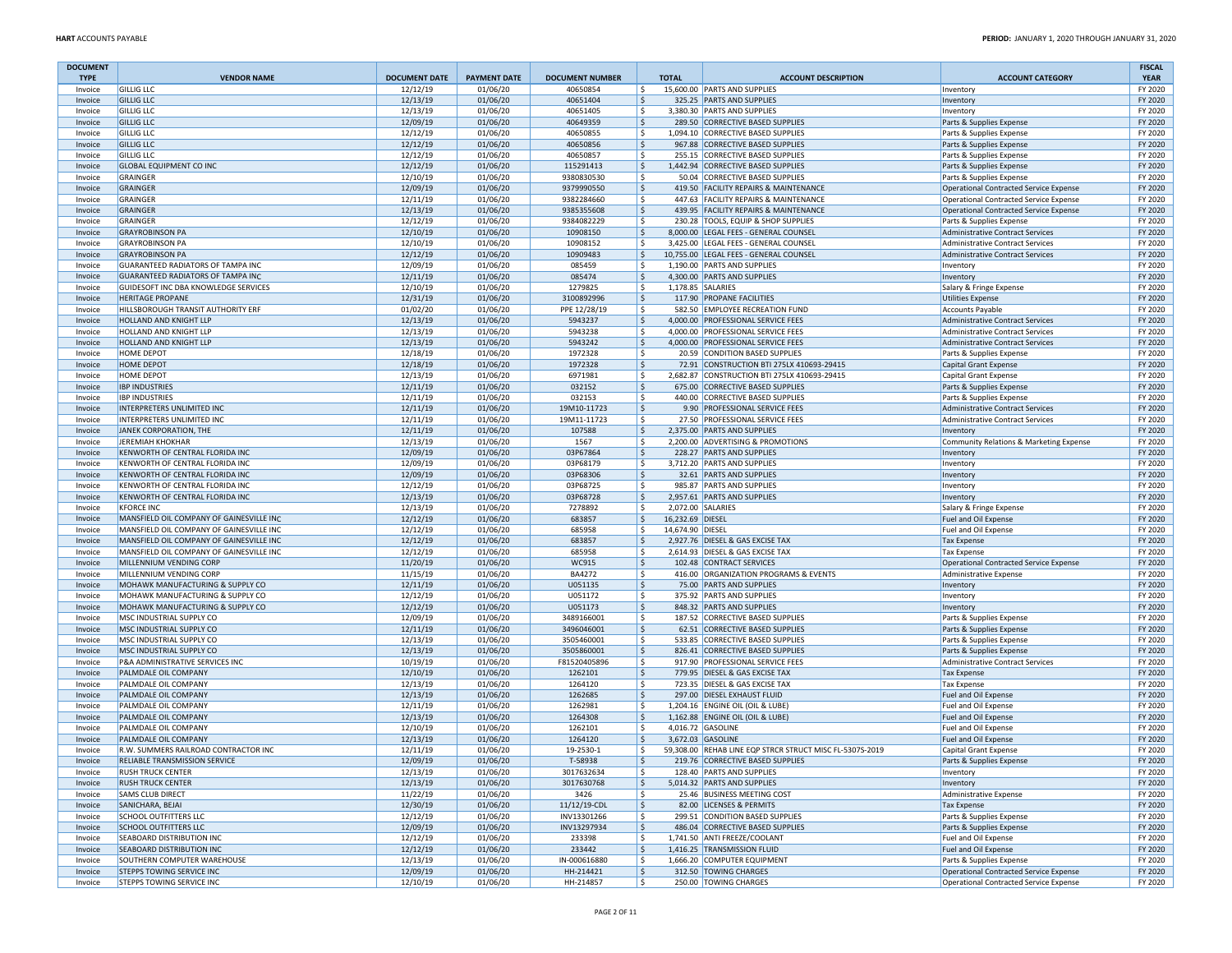| DOCUMENT TYPE | VENDOR NAME | DOCUMENT DATE | PAYMENT DATE | DOCUMENT NUMBER | TOTAL | ACCOUNT DESCRIPTION | ACCOUNT CATEGORY | FISCAL YEAR |
|---|---|---|---|---|---|---|---|---|
| Invoice | GILLIG LLC | 12/12/19 | 01/06/20 | 40650854 | $ 15,600.00 | PARTS AND SUPPLIES | Inventory | FY 2020 |
| Invoice | GILLIG LLC | 12/13/19 | 01/06/20 | 40651404 | $ 325.25 | PARTS AND SUPPLIES | Inventory | FY 2020 |
| Invoice | GILLIG LLC | 12/13/19 | 01/06/20 | 40651405 | $ 3,380.30 | PARTS AND SUPPLIES | Inventory | FY 2020 |
| Invoice | GILLIG LLC | 12/09/19 | 01/06/20 | 40649359 | $ 289.50 | CORRECTIVE BASED SUPPLIES | Parts & Supplies Expense | FY 2020 |
| Invoice | GILLIG LLC | 12/12/19 | 01/06/20 | 40650855 | $ 1,094.10 | CORRECTIVE BASED SUPPLIES | Parts & Supplies Expense | FY 2020 |
| Invoice | GILLIG LLC | 12/12/19 | 01/06/20 | 40650856 | $ 967.88 | CORRECTIVE BASED SUPPLIES | Parts & Supplies Expense | FY 2020 |
| Invoice | GILLIG LLC | 12/12/19 | 01/06/20 | 40650857 | $ 255.15 | CORRECTIVE BASED SUPPLIES | Parts & Supplies Expense | FY 2020 |
| Invoice | GLOBAL EQUIPMENT CO INC | 12/12/19 | 01/06/20 | 115291413 | $ 1,442.94 | CORRECTIVE BASED SUPPLIES | Parts & Supplies Expense | FY 2020 |
| Invoice | GRAINGER | 12/10/19 | 01/06/20 | 9380830530 | $ 50.04 | CORRECTIVE BASED SUPPLIES | Parts & Supplies Expense | FY 2020 |
| Invoice | GRAINGER | 12/09/19 | 01/06/20 | 9379990550 | $ 419.50 | FACILITY REPAIRS & MAINTENANCE | Operational Contracted Service Expense | FY 2020 |
| Invoice | GRAINGER | 12/11/19 | 01/06/20 | 9382284660 | $ 447.63 | FACILITY REPAIRS & MAINTENANCE | Operational Contracted Service Expense | FY 2020 |
| Invoice | GRAINGER | 12/13/19 | 01/06/20 | 9385355608 | $ 439.95 | FACILITY REPAIRS & MAINTENANCE | Operational Contracted Service Expense | FY 2020 |
| Invoice | GRAINGER | 12/12/19 | 01/06/20 | 9384082229 | $ 230.28 | TOOLS, EQUIP & SHOP SUPPLIES | Parts & Supplies Expense | FY 2020 |
| Invoice | GRAYROBINSON PA | 12/10/19 | 01/06/20 | 10908150 | $ 8,000.00 | LEGAL FEES - GENERAL COUNSEL | Administrative Contract Services | FY 2020 |
| Invoice | GRAYROBINSON PA | 12/10/19 | 01/06/20 | 10908152 | $ 3,425.00 | LEGAL FEES - GENERAL COUNSEL | Administrative Contract Services | FY 2020 |
| Invoice | GRAYROBINSON PA | 12/12/19 | 01/06/20 | 10909483 | $ 10,755.00 | LEGAL FEES - GENERAL COUNSEL | Administrative Contract Services | FY 2020 |
| Invoice | GUARANTEED RADIATORS OF TAMPA INC | 12/09/19 | 01/06/20 | 085459 | $ 1,190.00 | PARTS AND SUPPLIES | Inventory | FY 2020 |
| Invoice | GUARANTEED RADIATORS OF TAMPA INC | 12/11/19 | 01/06/20 | 085474 | $ 4,300.00 | PARTS AND SUPPLIES | Inventory | FY 2020 |
| Invoice | GUIDESOFT INC DBA KNOWLEDGE SERVICES | 12/10/19 | 01/06/20 | 1279825 | $ 1,178.85 | SALARIES | Salary & Fringe Expense | FY 2020 |
| Invoice | HERITAGE PROPANE | 12/31/19 | 01/06/20 | 3100892996 | $ 117.90 | PROPANE FACILITIES | Utilities Expense | FY 2020 |
| Invoice | HILLSBOROUGH TRANSIT AUTHORITY ERF | 01/02/20 | 01/06/20 | PPE 12/28/19 | $ 582.50 | EMPLOYEE RECREATION FUND | Accounts Payable | FY 2020 |
| Invoice | HOLLAND AND KNIGHT LLP | 12/13/19 | 01/06/20 | 5943237 | $ 4,000.00 | PROFESSIONAL SERVICE FEES | Administrative Contract Services | FY 2020 |
| Invoice | HOLLAND AND KNIGHT LLP | 12/13/19 | 01/06/20 | 5943238 | $ 4,000.00 | PROFESSIONAL SERVICE FEES | Administrative Contract Services | FY 2020 |
| Invoice | HOLLAND AND KNIGHT LLP | 12/13/19 | 01/06/20 | 5943242 | $ 4,000.00 | PROFESSIONAL SERVICE FEES | Administrative Contract Services | FY 2020 |
| Invoice | HOME DEPOT | 12/18/19 | 01/06/20 | 1972328 | $ 20.59 | CONDITION BASED SUPPLIES | Parts & Supplies Expense | FY 2020 |
| Invoice | HOME DEPOT | 12/18/19 | 01/06/20 | 1972328 | $ 72.91 | CONSTRUCTION BTI 275LX 410693-29415 | Capital Grant Expense | FY 2020 |
| Invoice | HOME DEPOT | 12/13/19 | 01/06/20 | 6971981 | $ 2,682.87 | CONSTRUCTION BTI 275LX 410693-29415 | Capital Grant Expense | FY 2020 |
| Invoice | IBP INDUSTRIES | 12/11/19 | 01/06/20 | 032152 | $ 675.00 | CORRECTIVE BASED SUPPLIES | Parts & Supplies Expense | FY 2020 |
| Invoice | IBP INDUSTRIES | 12/11/19 | 01/06/20 | 032153 | $ 440.00 | CORRECTIVE BASED SUPPLIES | Parts & Supplies Expense | FY 2020 |
| Invoice | INTERPRETERS UNLIMITED INC | 12/11/19 | 01/06/20 | 19M10-11723 | $ 9.90 | PROFESSIONAL SERVICE FEES | Administrative Contract Services | FY 2020 |
| Invoice | INTERPRETERS UNLIMITED INC | 12/11/19 | 01/06/20 | 19M11-11723 | $ 27.50 | PROFESSIONAL SERVICE FEES | Administrative Contract Services | FY 2020 |
| Invoice | JANEK CORPORATION, THE | 12/11/19 | 01/06/20 | 107588 | $ 2,375.00 | PARTS AND SUPPLIES | Inventory | FY 2020 |
| Invoice | JEREMIAH KHOKHAR | 12/13/19 | 01/06/20 | 1567 | $ 2,200.00 | ADVERTISING & PROMOTIONS | Community Relations & Marketing Expense | FY 2020 |
| Invoice | KENWORTH OF CENTRAL FLORIDA INC | 12/09/19 | 01/06/20 | 03P67864 | $ 228.27 | PARTS AND SUPPLIES | Inventory | FY 2020 |
| Invoice | KENWORTH OF CENTRAL FLORIDA INC | 12/09/19 | 01/06/20 | 03P68179 | $ 3,712.20 | PARTS AND SUPPLIES | Inventory | FY 2020 |
| Invoice | KENWORTH OF CENTRAL FLORIDA INC | 12/09/19 | 01/06/20 | 03P68306 | $ 32.61 | PARTS AND SUPPLIES | Inventory | FY 2020 |
| Invoice | KENWORTH OF CENTRAL FLORIDA INC | 12/12/19 | 01/06/20 | 03P68725 | $ 985.87 | PARTS AND SUPPLIES | Inventory | FY 2020 |
| Invoice | KENWORTH OF CENTRAL FLORIDA INC | 12/13/19 | 01/06/20 | 03P68728 | $ 2,957.61 | PARTS AND SUPPLIES | Inventory | FY 2020 |
| Invoice | KFORCE INC | 12/13/19 | 01/06/20 | 7278892 | $ 2,072.50 | SALARIES | Salary & Fringe Expense | FY 2020 |
| Invoice | MANSFIELD OIL COMPANY OF GAINESVILLE INC | 12/12/19 | 01/06/20 | 683857 | $ 16,232.69 | DIESEL | Fuel and Oil Expense | FY 2020 |
| Invoice | MANSFIELD OIL COMPANY OF GAINESVILLE INC | 12/12/19 | 01/06/20 | 685958 | $ 14,674.90 | DIESEL | Fuel and Oil Expense | FY 2020 |
| Invoice | MANSFIELD OIL COMPANY OF GAINESVILLE INC | 12/12/19 | 01/06/20 | 683857 | $ 2,927.76 | DIESEL & GAS EXCISE TAX | Tax Expense | FY 2020 |
| Invoice | MANSFIELD OIL COMPANY OF GAINESVILLE INC | 12/12/19 | 01/06/20 | 685958 | $ 2,614.93 | DIESEL & GAS EXCISE TAX | Tax Expense | FY 2020 |
| Invoice | MILLENNIUM VENDING CORP | 11/20/19 | 01/06/20 | WC915 | $ 102.48 | CONTRACT SERVICES | Operational Contracted Service Expense | FY 2020 |
| Invoice | MILLENNIUM VENDING CORP | 11/15/19 | 01/06/20 | BA4272 | $ 416.00 | ORGANIZATION PROGRAMS & EVENTS | Administrative Expense | FY 2020 |
| Invoice | MOHAWK MANUFACTURING & SUPPLY CO | 12/11/19 | 01/06/20 | U051135 | $ 75.00 | PARTS AND SUPPLIES | Inventory | FY 2020 |
| Invoice | MOHAWK MANUFACTURING & SUPPLY CO | 12/12/19 | 01/06/20 | U051172 | $ 375.92 | PARTS AND SUPPLIES | Inventory | FY 2020 |
| Invoice | MOHAWK MANUFACTURING & SUPPLY CO | 12/12/19 | 01/06/20 | U051173 | $ 848.32 | PARTS AND SUPPLIES | Inventory | FY 2020 |
| Invoice | MSC INDUSTRIAL SUPPLY CO | 12/09/19 | 01/06/20 | 3489166001 | $ 187.52 | CORRECTIVE BASED SUPPLIES | Parts & Supplies Expense | FY 2020 |
| Invoice | MSC INDUSTRIAL SUPPLY CO | 12/11/19 | 01/06/20 | 3496046001 | $ 62.51 | CORRECTIVE BASED SUPPLIES | Parts & Supplies Expense | FY 2020 |
| Invoice | MSC INDUSTRIAL SUPPLY CO | 12/13/19 | 01/06/20 | 3505460001 | $ 533.85 | CORRECTIVE BASED SUPPLIES | Parts & Supplies Expense | FY 2020 |
| Invoice | MSC INDUSTRIAL SUPPLY CO | 12/13/19 | 01/06/20 | 3505860001 | $ 826.41 | CORRECTIVE BASED SUPPLIES | Parts & Supplies Expense | FY 2020 |
| Invoice | P&A ADMINISTRATIVE SERVICES INC | 10/19/19 | 01/06/20 | F81520405896 | $ 917.90 | PROFESSIONAL SERVICE FEES | Administrative Contract Services | FY 2020 |
| Invoice | PALMDALE OIL COMPANY | 12/10/19 | 01/06/20 | 1262101 | $ 779.95 | DIESEL & GAS EXCISE TAX | Tax Expense | FY 2020 |
| Invoice | PALMDALE OIL COMPANY | 12/13/19 | 01/06/20 | 1264120 | $ 723.35 | DIESEL & GAS EXCISE TAX | Tax Expense | FY 2020 |
| Invoice | PALMDALE OIL COMPANY | 12/13/19 | 01/06/20 | 1262685 | $ 297.00 | DIESEL EXHAUST FLUID | Fuel and Oil Expense | FY 2020 |
| Invoice | PALMDALE OIL COMPANY | 12/11/19 | 01/06/20 | 1262981 | $ 1,204.16 | ENGINE OIL (OIL & LUBE) | Fuel and Oil Expense | FY 2020 |
| Invoice | PALMDALE OIL COMPANY | 12/13/19 | 01/06/20 | 1264308 | $ 1,162.88 | ENGINE OIL (OIL & LUBE) | Fuel and Oil Expense | FY 2020 |
| Invoice | PALMDALE OIL COMPANY | 12/10/19 | 01/06/20 | 1262101 | $ 4,016.72 | GASOLINE | Fuel and Oil Expense | FY 2020 |
| Invoice | PALMDALE OIL COMPANY | 12/13/19 | 01/06/20 | 1264120 | $ 3,672.03 | GASOLINE | Fuel and Oil Expense | FY 2020 |
| Invoice | R.W. SUMMERS RAILROAD CONTRACTOR INC | 12/11/19 | 01/06/20 | 19-2530-1 | $ 59,308.00 | REHAB LINE EQP STRCR STRUCT MISC FL-5307S-2019 | Capital Grant Expense | FY 2020 |
| Invoice | RELIABLE TRANSMISSION SERVICE | 12/09/19 | 01/06/20 | T-58938 | $ 219.76 | CORRECTIVE BASED SUPPLIES | Parts & Supplies Expense | FY 2020 |
| Invoice | RUSH TRUCK CENTER | 12/13/19 | 01/06/20 | 3017632634 | $ 128.40 | PARTS AND SUPPLIES | Inventory | FY 2020 |
| Invoice | RUSH TRUCK CENTER | 12/13/19 | 01/06/20 | 3017630768 | $ 5,014.32 | PARTS AND SUPPLIES | Inventory | FY 2020 |
| Invoice | SAMS CLUB DIRECT | 11/22/19 | 01/06/20 | 3426 | $ 25.46 | BUSINESS MEETING COST | Administrative Expense | FY 2020 |
| Invoice | SANICHARA, BEJAI | 12/30/19 | 01/06/20 | 11/12/19-CDL | $ 82.00 | LICENSES & PERMITS | Tax Expense | FY 2020 |
| Invoice | SCHOOL OUTFITTERS LLC | 12/12/19 | 01/06/20 | INV13301266 | $ 299.51 | CONDITION BASED SUPPLIES | Parts & Supplies Expense | FY 2020 |
| Invoice | SCHOOL OUTFITTERS LLC | 12/09/19 | 01/06/20 | INV13297934 | $ 486.04 | CORRECTIVE BASED SUPPLIES | Parts & Supplies Expense | FY 2020 |
| Invoice | SEABOARD DISTRIBUTION INC | 12/12/19 | 01/06/20 | 233398 | $ 1,741.50 | ANTI FREEZE/COOLANT | Fuel and Oil Expense | FY 2020 |
| Invoice | SEABOARD DISTRIBUTION INC | 12/12/19 | 01/06/20 | 233442 | $ 1,416.25 | TRANSMISSION FLUID | Fuel and Oil Expense | FY 2020 |
| Invoice | SOUTHERN COMPUTER WAREHOUSE | 12/13/19 | 01/06/20 | IN-000616880 | $ 1,666.20 | COMPUTER EQUIPMENT | Parts & Supplies Expense | FY 2020 |
| Invoice | STEPPS TOWING SERVICE INC | 12/09/19 | 01/06/20 | HH-214421 | $ 312.50 | TOWING CHARGES | Operational Contracted Service Expense | FY 2020 |
| Invoice | STEPPS TOWING SERVICE INC | 12/10/19 | 01/06/20 | HH-214857 | $ 250.00 | TOWING CHARGES | Operational Contracted Service Expense | FY 2020 |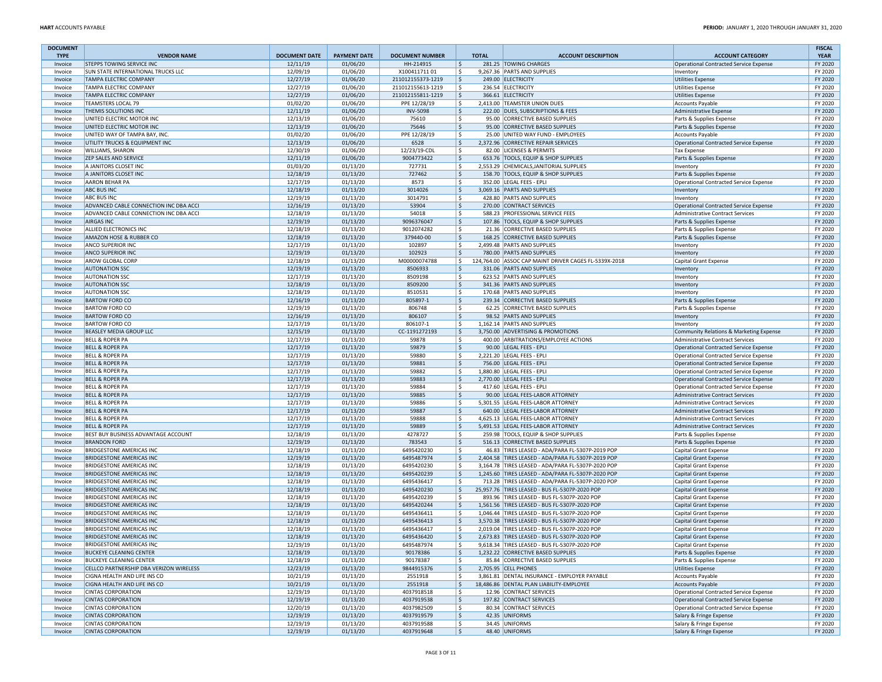| DOCUMENT TYPE | VENDOR NAME | DOCUMENT DATE | PAYMENT DATE | DOCUMENT NUMBER | TOTAL | ACCOUNT DESCRIPTION | ACCOUNT CATEGORY | FISCAL YEAR |
|---|---|---|---|---|---|---|---|---|
| Invoice | STEPPS TOWING SERVICE INC | 12/11/19 | 01/06/20 | HH-214915 | $ 281.25 | TOWING CHARGES | Operational Contracted Service Expense | FY 2020 |
| Invoice | SUN STATE INTERNATIONAL TRUCKS LLC | 12/09/19 | 01/06/20 | X100411711 01 | $ 9,267.36 | PARTS AND SUPPLIES | Inventory | FY 2020 |
| Invoice | TAMPA ELECTRIC COMPANY | 12/27/19 | 01/06/20 | 211012155373-1219 | $ 249.00 | ELECTRICITY | Utilities Expense | FY 2020 |
| Invoice | TAMPA ELECTRIC COMPANY | 12/27/19 | 01/06/20 | 211012155613-1219 | $ 236.54 | ELECTRICITY | Utilities Expense | FY 2020 |
| Invoice | TAMPA ELECTRIC COMPANY | 12/27/19 | 01/06/20 | 211012155811-1219 | $ 366.61 | ELECTRICITY | Utilities Expense | FY 2020 |
| Invoice | TEAMSTERS LOCAL 79 | 01/02/20 | 01/06/20 | PPE 12/28/19 | $ 2,413.00 | TEAMSTER UNION DUES | Accounts Payable | FY 2020 |
| Invoice | THEMIS SOLUTIONS INC | 12/11/19 | 01/06/20 | INV-5098 | $ 222.00 | DUES, SUBSCRIPTIONS & FEES | Administrative Expense | FY 2020 |
| Invoice | UNITED ELECTRIC MOTOR INC | 12/13/19 | 01/06/20 | 75610 | $ 95.00 | CORRECTIVE BASED SUPPLIES | Parts & Supplies Expense | FY 2020 |
| Invoice | UNITED ELECTRIC MOTOR INC | 12/13/19 | 01/06/20 | 75646 | $ 95.00 | CORRECTIVE BASED SUPPLIES | Parts & Supplies Expense | FY 2020 |
| Invoice | UNITED WAY OF TAMPA BAY, INC. | 01/02/20 | 01/06/20 | PPE 12/28/19 | $ 25.00 | UNITED WAY FUND - EMPLOYEES | Accounts Payable | FY 2020 |
| Invoice | UTILITY TRUCKS & EQUIPMENT INC | 12/13/19 | 01/06/20 | 6528 | $ 2,372.96 | CORRECTIVE REPAIR SERVICES | Operational Contracted Service Expense | FY 2020 |
| Invoice | WILLIAMS, SHARON | 12/30/19 | 01/06/20 | 12/23/19-CDL | $ 82.00 | LICENSES & PERMITS | Tax Expense | FY 2020 |
| Invoice | ZEP SALES AND SERVICE | 12/11/19 | 01/06/20 | 9004773422 | $ 653.76 | TOOLS, EQUIP & SHOP SUPPLIES | Parts & Supplies Expense | FY 2020 |
| Invoice | A JANITORS CLOSET INC | 01/03/20 | 01/13/20 | 727731 | $ 2,553.29 | CHEMICALS,JANITORIAL SUPPLIES | Inventory | FY 2020 |
| Invoice | A JANITORS CLOSET INC | 12/18/19 | 01/13/20 | 727462 | $ 158.70 | TOOLS, EQUIP & SHOP SUPPLIES | Parts & Supplies Expense | FY 2020 |
| Invoice | AARON BEHAR PA | 12/17/19 | 01/13/20 | 8573 | $ 352.00 | LEGAL FEES - EPLI | Operational Contracted Service Expense | FY 2020 |
| Invoice | ABC BUS INC | 12/18/19 | 01/13/20 | 3014026 | $ 3,069.16 | PARTS AND SUPPLIES | Inventory | FY 2020 |
| Invoice | ABC BUS INC | 12/19/19 | 01/13/20 | 3014791 | $ 428.80 | PARTS AND SUPPLIES | Inventory | FY 2020 |
| Invoice | ADVANCED CABLE CONNECTION INC DBA ACCI | 12/16/19 | 01/13/20 | 53904 | $ 270.00 | CONTRACT SERVICES | Operational Contracted Service Expense | FY 2020 |
| Invoice | ADVANCED CABLE CONNECTION INC DBA ACCI | 12/18/19 | 01/13/20 | 54018 | $ 588.23 | PROFESSIONAL SERVICE FEES | Administrative Contract Services | FY 2020 |
| Invoice | AIRGAS INC | 12/19/19 | 01/13/20 | 9096376047 | $ 107.86 | TOOLS, EQUIP & SHOP SUPPLIES | Parts & Supplies Expense | FY 2020 |
| Invoice | ALLIED ELECTRONICS INC | 12/18/19 | 01/13/20 | 9012074282 | $ 21.36 | CORRECTIVE BASED SUPPLIES | Parts & Supplies Expense | FY 2020 |
| Invoice | AMAZON HOSE & RUBBER CO | 12/18/19 | 01/13/20 | 379440-00 | $ 168.25 | CORRECTIVE BASED SUPPLIES | Parts & Supplies Expense | FY 2020 |
| Invoice | ANCO SUPERIOR INC | 12/17/19 | 01/13/20 | 102897 | $ 2,499.48 | PARTS AND SUPPLIES | Inventory | FY 2020 |
| Invoice | ANCO SUPERIOR INC | 12/19/19 | 01/13/20 | 102923 | $ 780.00 | PARTS AND SUPPLIES | Inventory | FY 2020 |
| Invoice | AROW GLOBAL CORP | 12/18/19 | 01/13/20 | M00000074788 | $ 124,764.00 | ASSOC CAP MAINT DRIVER CAGES FL-5339X-2018 | Capital Grant Expense | FY 2020 |
| Invoice | AUTONATION SSC | 12/19/19 | 01/13/20 | 8506933 | $ 331.06 | PARTS AND SUPPLIES | Inventory | FY 2020 |
| Invoice | AUTONATION SSC | 12/17/19 | 01/13/20 | 8509198 | $ 623.52 | PARTS AND SUPPLIES | Inventory | FY 2020 |
| Invoice | AUTONATION SSC | 12/18/19 | 01/13/20 | 8509200 | $ 341.36 | PARTS AND SUPPLIES | Inventory | FY 2020 |
| Invoice | AUTONATION SSC | 12/18/19 | 01/13/20 | 8510531 | $ 170.68 | PARTS AND SUPPLIES | Inventory | FY 2020 |
| Invoice | BARTOW FORD CO | 12/16/19 | 01/13/20 | 805897-1 | $ 239.34 | CORRECTIVE BASED SUPPLIES | Parts & Supplies Expense | FY 2020 |
| Invoice | BARTOW FORD CO | 12/19/19 | 01/13/20 | 806748 | $ 62.25 | CORRECTIVE BASED SUPPLIES | Parts & Supplies Expense | FY 2020 |
| Invoice | BARTOW FORD CO | 12/16/19 | 01/13/20 | 806107 | $ 98.52 | PARTS AND SUPPLIES | Inventory | FY 2020 |
| Invoice | BARTOW FORD CO | 12/17/19 | 01/13/20 | 806107-1 | $ 1,162.14 | PARTS AND SUPPLIES | Inventory | FY 2020 |
| Invoice | BEASLEY MEDIA GROUP LLC | 12/15/19 | 01/13/20 | CC-1191272193 | $ 3,750.00 | ADVERTISING & PROMOTIONS | Community Relations & Marketing Expense | FY 2020 |
| Invoice | BELL & ROPER PA | 12/17/19 | 01/13/20 | 59878 | $ 400.00 | ARBITRATIONS/EMPLOYEE ACTIONS | Administrative Contract Services | FY 2020 |
| Invoice | BELL & ROPER PA | 12/17/19 | 01/13/20 | 59879 | $ 90.00 | LEGAL FEES - EPLI | Operational Contracted Service Expense | FY 2020 |
| Invoice | BELL & ROPER PA | 12/17/19 | 01/13/20 | 59880 | $ 2,221.20 | LEGAL FEES - EPLI | Operational Contracted Service Expense | FY 2020 |
| Invoice | BELL & ROPER PA | 12/17/19 | 01/13/20 | 59881 | $ 756.00 | LEGAL FEES - EPLI | Operational Contracted Service Expense | FY 2020 |
| Invoice | BELL & ROPER PA | 12/17/19 | 01/13/20 | 59882 | $ 1,880.80 | LEGAL FEES - EPLI | Operational Contracted Service Expense | FY 2020 |
| Invoice | BELL & ROPER PA | 12/17/19 | 01/13/20 | 59883 | $ 2,770.00 | LEGAL FEES - EPLI | Operational Contracted Service Expense | FY 2020 |
| Invoice | BELL & ROPER PA | 12/17/19 | 01/13/20 | 59884 | $ 417.60 | LEGAL FEES - EPLI | Operational Contracted Service Expense | FY 2020 |
| Invoice | BELL & ROPER PA | 12/17/19 | 01/13/20 | 59885 | $ 90.00 | LEGAL FEES-LABOR ATTORNEY | Administrative Contract Services | FY 2020 |
| Invoice | BELL & ROPER PA | 12/17/19 | 01/13/20 | 59886 | $ 5,301.55 | LEGAL FEES-LABOR ATTORNEY | Administrative Contract Services | FY 2020 |
| Invoice | BELL & ROPER PA | 12/17/19 | 01/13/20 | 59887 | $ 640.00 | LEGAL FEES-LABOR ATTORNEY | Administrative Contract Services | FY 2020 |
| Invoice | BELL & ROPER PA | 12/17/19 | 01/13/20 | 59888 | $ 4,625.13 | LEGAL FEES-LABOR ATTORNEY | Administrative Contract Services | FY 2020 |
| Invoice | BELL & ROPER PA | 12/17/19 | 01/13/20 | 59889 | $ 5,491.53 | LEGAL FEES-LABOR ATTORNEY | Administrative Contract Services | FY 2020 |
| Invoice | BEST BUY BUSINESS ADVANTAGE ACCOUNT | 12/18/19 | 01/13/20 | 4278727 | $ 259.98 | TOOLS, EQUIP & SHOP SUPPLIES | Parts & Supplies Expense | FY 2020 |
| Invoice | BRANDON FORD | 12/19/19 | 01/13/20 | 783543 | $ 516.13 | CORRECTIVE BASED SUPPLIES | Parts & Supplies Expense | FY 2020 |
| Invoice | BRIDGESTONE AMERICAS INC | 12/18/19 | 01/13/20 | 6495420230 | $ 46.83 | TIRES LEASED - ADA/PARA FL-5307P-2019 POP | Capital Grant Expense | FY 2020 |
| Invoice | BRIDGESTONE AMERICAS INC | 12/19/19 | 01/13/20 | 6495487974 | $ 2,404.58 | TIRES LEASED - ADA/PARA FL-5307P-2019 POP | Capital Grant Expense | FY 2020 |
| Invoice | BRIDGESTONE AMERICAS INC | 12/18/19 | 01/13/20 | 6495420230 | $ 3,164.78 | TIRES LEASED - ADA/PARA FL-5307P-2020 POP | Capital Grant Expense | FY 2020 |
| Invoice | BRIDGESTONE AMERICAS INC | 12/18/19 | 01/13/20 | 6495420239 | $ 1,245.60 | TIRES LEASED - ADA/PARA FL-5307P-2020 POP | Capital Grant Expense | FY 2020 |
| Invoice | BRIDGESTONE AMERICAS INC | 12/18/19 | 01/13/20 | 6495436417 | $ 713.28 | TIRES LEASED - ADA/PARA FL-5307P-2020 POP | Capital Grant Expense | FY 2020 |
| Invoice | BRIDGESTONE AMERICAS INC | 12/18/19 | 01/13/20 | 6495420230 | $ 25,957.76 | TIRES LEASED - BUS FL-5307P-2020 POP | Capital Grant Expense | FY 2020 |
| Invoice | BRIDGESTONE AMERICAS INC | 12/18/19 | 01/13/20 | 6495420239 | $ 893.96 | TIRES LEASED - BUS FL-5307P-2020 POP | Capital Grant Expense | FY 2020 |
| Invoice | BRIDGESTONE AMERICAS INC | 12/18/19 | 01/13/20 | 6495420244 | $ 1,561.56 | TIRES LEASED - BUS FL-5307P-2020 POP | Capital Grant Expense | FY 2020 |
| Invoice | BRIDGESTONE AMERICAS INC | 12/18/19 | 01/13/20 | 6495436411 | $ 1,046.44 | TIRES LEASED - BUS FL-5307P-2020 POP | Capital Grant Expense | FY 2020 |
| Invoice | BRIDGESTONE AMERICAS INC | 12/18/19 | 01/13/20 | 6495436413 | $ 3,570.38 | TIRES LEASED - BUS FL-5307P-2020 POP | Capital Grant Expense | FY 2020 |
| Invoice | BRIDGESTONE AMERICAS INC | 12/18/19 | 01/13/20 | 6495436417 | $ 2,019.04 | TIRES LEASED - BUS FL-5307P-2020 POP | Capital Grant Expense | FY 2020 |
| Invoice | BRIDGESTONE AMERICAS INC | 12/18/19 | 01/13/20 | 6495436420 | $ 2,673.83 | TIRES LEASED - BUS FL-5307P-2020 POP | Capital Grant Expense | FY 2020 |
| Invoice | BRIDGESTONE AMERICAS INC | 12/19/19 | 01/13/20 | 6495487974 | $ 9,618.34 | TIRES LEASED - BUS FL-5307P-2020 POP | Capital Grant Expense | FY 2020 |
| Invoice | BUCKEYE CLEANING CENTER | 12/18/19 | 01/13/20 | 90178386 | $ 1,232.22 | CORRECTIVE BASED SUPPLIES | Parts & Supplies Expense | FY 2020 |
| Invoice | BUCKEYE CLEANING CENTER | 12/18/19 | 01/13/20 | 90178387 | $ 85.84 | CORRECTIVE BASED SUPPLIES | Parts & Supplies Expense | FY 2020 |
| Invoice | CELLCO PARTNERSHIP DBA VERIZON WIRELESS | 12/23/19 | 01/13/20 | 9844915376 | $ 2,705.95 | CELL PHONES | Utilities Expense | FY 2020 |
| Invoice | CIGNA HEALTH AND LIFE INS CO | 10/21/19 | 01/13/20 | 2551918 | $ 3,861.81 | DENTAL INSURANCE - EMPLOYER PAYABLE | Accounts Payable | FY 2020 |
| Invoice | CIGNA HEALTH AND LIFE INS CO | 10/21/19 | 01/13/20 | 2551918 | $ 18,486.86 | DENTAL PLAN LIABILITY-EMPLOYEE | Accounts Payable | FY 2020 |
| Invoice | CINTAS CORPORATION | 12/19/19 | 01/13/20 | 4037918518 | $ 12.96 | CONTRACT SERVICES | Operational Contracted Service Expense | FY 2020 |
| Invoice | CINTAS CORPORATION | 12/19/19 | 01/13/20 | 4037919538 | $ 197.82 | CONTRACT SERVICES | Operational Contracted Service Expense | FY 2020 |
| Invoice | CINTAS CORPORATION | 12/20/19 | 01/13/20 | 4037982509 | $ 80.34 | CONTRACT SERVICES | Operational Contracted Service Expense | FY 2020 |
| Invoice | CINTAS CORPORATION | 12/19/19 | 01/13/20 | 4037919579 | $ 42.35 | UNIFORMS | Salary & Fringe Expense | FY 2020 |
| Invoice | CINTAS CORPORATION | 12/19/19 | 01/13/20 | 4037919588 | $ 34.45 | UNIFORMS | Salary & Fringe Expense | FY 2020 |
| Invoice | CINTAS CORPORATION | 12/19/19 | 01/13/20 | 4037919648 | $ 48.40 | UNIFORMS | Salary & Fringe Expense | FY 2020 |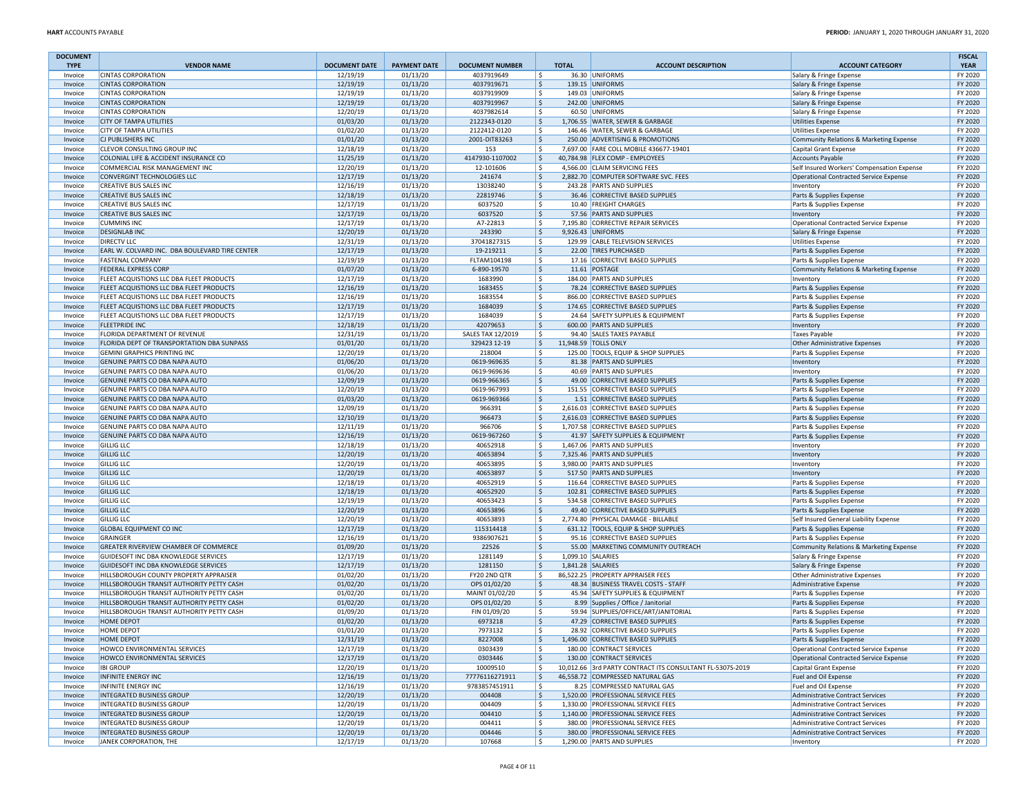| DOCUMENT TYPE | VENDOR NAME | DOCUMENT DATE | PAYMENT DATE | DOCUMENT NUMBER | TOTAL | ACCOUNT DESCRIPTION | ACCOUNT CATEGORY | FISCAL YEAR |
|---|---|---|---|---|---|---|---|---|
| Invoice | CINTAS CORPORATION | 12/19/19 | 01/13/20 | 4037919649 | $ 36.30 | UNIFORMS | Salary & Fringe Expense | FY 2020 |
| Invoice | CINTAS CORPORATION | 12/19/19 | 01/13/20 | 4037919671 | $ 139.15 | UNIFORMS | Salary & Fringe Expense | FY 2020 |
| Invoice | CINTAS CORPORATION | 12/19/19 | 01/13/20 | 4037919909 | $ 149.03 | UNIFORMS | Salary & Fringe Expense | FY 2020 |
| Invoice | CINTAS CORPORATION | 12/19/19 | 01/13/20 | 4037919967 | $ 242.00 | UNIFORMS | Salary & Fringe Expense | FY 2020 |
| Invoice | CINTAS CORPORATION | 12/20/19 | 01/13/20 | 4037982614 | $ 60.50 | UNIFORMS | Salary & Fringe Expense | FY 2020 |
| Invoice | CITY OF TAMPA UTILITIES | 01/03/20 | 01/13/20 | 2122343-0120 | $ 1,706.55 | WATER, SEWER & GARBAGE | Utilities Expense | FY 2020 |
| Invoice | CITY OF TAMPA UTILITIES | 01/02/20 | 01/13/20 | 2122412-0120 | $ 146.46 | WATER, SEWER & GARBAGE | Utilities Expense | FY 2020 |
| Invoice | CJ PUBLISHERS INC | 01/01/20 | 01/13/20 | 2001-DIT83263 | $ 250.00 | ADVERTISING & PROMOTIONS | Community Relations & Marketing Expense | FY 2020 |
| Invoice | CLEVOR CONSULTING GROUP INC | 12/18/19 | 01/13/20 | 153 | $ 7,697.00 | FARE COLL MOBILE 436677-19401 | Capital Grant Expense | FY 2020 |
| Invoice | COLONIAL LIFE & ACCIDENT INSURANCE CO | 11/25/19 | 01/13/20 | 4147930-1107002 | $ 40,784.98 | FLEX COMP - EMPLOYEES | Accounts Payable | FY 2020 |
| Invoice | COMMERCIAL RISK MANAGEMENT INC | 12/20/19 | 01/13/20 | 12-101606 | $ 4,566.00 | CLAIM SERVICING FEES | Self Insured Workers' Compensation Expense | FY 2020 |
| Invoice | CONVERGINT TECHNOLOGIES LLC | 12/17/19 | 01/13/20 | 241674 | $ 2,882.70 | COMPUTER SOFTWARE SVC. FEES | Operational Contracted Service Expense | FY 2020 |
| Invoice | CREATIVE BUS SALES INC | 12/16/19 | 01/13/20 | 13038240 | $ 243.28 | PARTS AND SUPPLIES | Inventory | FY 2020 |
| Invoice | CREATIVE BUS SALES INC | 12/18/19 | 01/13/20 | 22819746 | $ 36.46 | CORRECTIVE BASED SUPPLIES | Parts & Supplies Expense | FY 2020 |
| Invoice | CREATIVE BUS SALES INC | 12/17/19 | 01/13/20 | 6037520 | $ 10.40 | FREIGHT CHARGES | Parts & Supplies Expense | FY 2020 |
| Invoice | CREATIVE BUS SALES INC | 12/17/19 | 01/13/20 | 6037520 | $ 57.56 | PARTS AND SUPPLIES | Inventory | FY 2020 |
| Invoice | CUMMINS INC | 12/17/19 | 01/13/20 | A7-22813 | $ 7,195.80 | CORRECTIVE REPAIR SERVICES | Operational Contracted Service Expense | FY 2020 |
| Invoice | DESIGNLAB INC | 12/20/19 | 01/13/20 | 243390 | $ 9,926.43 | UNIFORMS | Salary & Fringe Expense | FY 2020 |
| Invoice | DIRECTV LLC | 12/31/19 | 01/13/20 | 37041827315 | $ 129.99 | CABLE TELEVISION SERVICES | Utilities Expense | FY 2020 |
| Invoice | EARL W. COLVARD INC. DBA BOULEVARD TIRE CENTER | 12/17/19 | 01/13/20 | 19-219211 | $ 22.00 | TIRES PURCHASED | Parts & Supplies Expense | FY 2020 |
| Invoice | FASTENAL COMPANY | 12/19/19 | 01/13/20 | FLTAM104198 | $ 17.16 | CORRECTIVE BASED SUPPLIES | Parts & Supplies Expense | FY 2020 |
| Invoice | FEDERAL EXPRESS CORP | 01/07/20 | 01/13/20 | 6-890-19570 | $ 11.61 | POSTAGE | Community Relations & Marketing Expense | FY 2020 |
| Invoice | FLEET ACQUISTIONS LLC DBA FLEET PRODUCTS | 12/17/19 | 01/13/20 | 1683990 | $ 184.00 | PARTS AND SUPPLIES | Inventory | FY 2020 |
| Invoice | FLEET ACQUISTIONS LLC DBA FLEET PRODUCTS | 12/16/19 | 01/13/20 | 1683455 | $ 78.24 | CORRECTIVE BASED SUPPLIES | Parts & Supplies Expense | FY 2020 |
| Invoice | FLEET ACQUISTIONS LLC DBA FLEET PRODUCTS | 12/16/19 | 01/13/20 | 1683554 | $ 866.00 | CORRECTIVE BASED SUPPLIES | Parts & Supplies Expense | FY 2020 |
| Invoice | FLEET ACQUISTIONS LLC DBA FLEET PRODUCTS | 12/17/19 | 01/13/20 | 1684039 | $ 174.65 | CORRECTIVE BASED SUPPLIES | Parts & Supplies Expense | FY 2020 |
| Invoice | FLEET ACQUISTIONS LLC DBA FLEET PRODUCTS | 12/17/19 | 01/13/20 | 1684039 | $ 24.64 | SAFETY SUPPLIES & EQUIPMENT | Parts & Supplies Expense | FY 2020 |
| Invoice | FLEETPRIDE INC | 12/18/19 | 01/13/20 | 42079653 | $ 600.00 | PARTS AND SUPPLIES | Inventory | FY 2020 |
| Invoice | FLORIDA DEPARTMENT OF REVENUE | 12/31/19 | 01/13/20 | SALES TAX 12/2019 | $ 94.40 | SALES TAXES PAYABLE | Taxes Payable | FY 2020 |
| Invoice | FLORIDA DEPT OF TRANSPORTATION DBA SUNPASS | 01/01/20 | 01/13/20 | 329423 12-19 | $ 11,948.59 | TOLLS ONLY | Other Administrative Expenses | FY 2020 |
| Invoice | GEMINI GRAPHICS PRINTING INC | 12/20/19 | 01/13/20 | 218004 | $ 125.00 | TOOLS, EQUIP & SHOP SUPPLIES | Parts & Supplies Expense | FY 2020 |
| Invoice | GENUINE PARTS CO DBA NAPA AUTO | 01/06/20 | 01/13/20 | 0619-969635 | $ 81.38 | PARTS AND SUPPLIES | Inventory | FY 2020 |
| Invoice | GENUINE PARTS CO DBA NAPA AUTO | 01/06/20 | 01/13/20 | 0619-969636 | $ 40.69 | PARTS AND SUPPLIES | Inventory | FY 2020 |
| Invoice | GENUINE PARTS CO DBA NAPA AUTO | 12/09/19 | 01/13/20 | 0619-966365 | $ 49.00 | CORRECTIVE BASED SUPPLIES | Parts & Supplies Expense | FY 2020 |
| Invoice | GENUINE PARTS CO DBA NAPA AUTO | 12/20/19 | 01/13/20 | 0619-967993 | $ 151.55 | CORRECTIVE BASED SUPPLIES | Parts & Supplies Expense | FY 2020 |
| Invoice | GENUINE PARTS CO DBA NAPA AUTO | 01/03/20 | 01/13/20 | 0619-969366 | $ 1.51 | CORRECTIVE BASED SUPPLIES | Parts & Supplies Expense | FY 2020 |
| Invoice | GENUINE PARTS CO DBA NAPA AUTO | 12/09/19 | 01/13/20 | 966391 | $ 2,616.03 | CORRECTIVE BASED SUPPLIES | Parts & Supplies Expense | FY 2020 |
| Invoice | GENUINE PARTS CO DBA NAPA AUTO | 12/10/19 | 01/13/20 | 966473 | $ 2,616.03 | CORRECTIVE BASED SUPPLIES | Parts & Supplies Expense | FY 2020 |
| Invoice | GENUINE PARTS CO DBA NAPA AUTO | 12/11/19 | 01/13/20 | 966706 | $ 1,707.58 | CORRECTIVE BASED SUPPLIES | Parts & Supplies Expense | FY 2020 |
| Invoice | GENUINE PARTS CO DBA NAPA AUTO | 12/16/19 | 01/13/20 | 0619-967260 | $ 41.97 | SAFETY SUPPLIES & EQUIPMENT | Parts & Supplies Expense | FY 2020 |
| Invoice | GILLIG LLC | 12/18/19 | 01/13/20 | 40652918 | $ 1,467.06 | PARTS AND SUPPLIES | Inventory | FY 2020 |
| Invoice | GILLIG LLC | 12/20/19 | 01/13/20 | 40653894 | $ 7,325.46 | PARTS AND SUPPLIES | Inventory | FY 2020 |
| Invoice | GILLIG LLC | 12/20/19 | 01/13/20 | 40653895 | $ 3,980.00 | PARTS AND SUPPLIES | Inventory | FY 2020 |
| Invoice | GILLIG LLC | 12/20/19 | 01/13/20 | 40653897 | $ 517.50 | PARTS AND SUPPLIES | Inventory | FY 2020 |
| Invoice | GILLIG LLC | 12/18/19 | 01/13/20 | 40652919 | $ 116.64 | CORRECTIVE BASED SUPPLIES | Parts & Supplies Expense | FY 2020 |
| Invoice | GILLIG LLC | 12/18/19 | 01/13/20 | 40652920 | $ 102.81 | CORRECTIVE BASED SUPPLIES | Parts & Supplies Expense | FY 2020 |
| Invoice | GILLIG LLC | 12/19/19 | 01/13/20 | 40653423 | $ 534.58 | CORRECTIVE BASED SUPPLIES | Parts & Supplies Expense | FY 2020 |
| Invoice | GILLIG LLC | 12/20/19 | 01/13/20 | 40653896 | $ 49.40 | CORRECTIVE BASED SUPPLIES | Parts & Supplies Expense | FY 2020 |
| Invoice | GILLIG LLC | 12/20/19 | 01/13/20 | 40653893 | $ 2,774.80 | PHYSICAL DAMAGE - BILLABLE | Self Insured General Liability Expense | FY 2020 |
| Invoice | GLOBAL EQUIPMENT CO INC | 12/17/19 | 01/13/20 | 115314418 | $ 631.12 | TOOLS, EQUIP & SHOP SUPPLIES | Parts & Supplies Expense | FY 2020 |
| Invoice | GRAINGER | 12/16/19 | 01/13/20 | 9386907621 | $ 95.16 | CORRECTIVE BASED SUPPLIES | Parts & Supplies Expense | FY 2020 |
| Invoice | GREATER RIVERVIEW CHAMBER OF COMMERCE | 01/09/20 | 01/13/20 | 22526 | $ 55.00 | MARKETING COMMUNITY OUTREACH | Community Relations & Marketing Expense | FY 2020 |
| Invoice | GUIDESOFT INC DBA KNOWLEDGE SERVICES | 12/17/19 | 01/13/20 | 1281149 | $ 1,099.10 | SALARIES | Salary & Fringe Expense | FY 2020 |
| Invoice | GUIDESOFT INC DBA KNOWLEDGE SERVICES | 12/17/19 | 01/13/20 | 1281150 | $ 1,841.28 | SALARIES | Salary & Fringe Expense | FY 2020 |
| Invoice | HILLSBOROUGH COUNTY PROPERTY APPRAISER | 01/02/20 | 01/13/20 | FY20 2ND QTR | $ 86,522.25 | PROPERTY APPRAISER FEES | Other Administrative Expenses | FY 2020 |
| Invoice | HILLSBOROUGH TRANSIT AUTHORITY PETTY CASH | 01/02/20 | 01/13/20 | OPS 01/02/20 | $ 48.34 | BUSINESS TRAVEL COSTS - STAFF | Administrative Expense | FY 2020 |
| Invoice | HILLSBOROUGH TRANSIT AUTHORITY PETTY CASH | 01/02/20 | 01/13/20 | MAINT 01/02/20 | $ 45.94 | SAFETY SUPPLIES & EQUIPMENT | Parts & Supplies Expense | FY 2020 |
| Invoice | HILLSBOROUGH TRANSIT AUTHORITY PETTY CASH | 01/02/20 | 01/13/20 | OPS 01/02/20 | $ 8.99 | Supplies / Office / Janitorial | Parts & Supplies Expense | FY 2020 |
| Invoice | HILLSBOROUGH TRANSIT AUTHORITY PETTY CASH | 01/09/20 | 01/13/20 | FIN 01/09/20 | $ 59.94 | SUPPLIES/OFFICE/ART/JANITORIAL | Parts & Supplies Expense | FY 2020 |
| Invoice | HOME DEPOT | 01/02/20 | 01/13/20 | 6973218 | $ 47.29 | CORRECTIVE BASED SUPPLIES | Parts & Supplies Expense | FY 2020 |
| Invoice | HOME DEPOT | 01/01/20 | 01/13/20 | 7973132 | $ 28.92 | CORRECTIVE BASED SUPPLIES | Parts & Supplies Expense | FY 2020 |
| Invoice | HOME DEPOT | 12/31/19 | 01/13/20 | 8227008 | $ 1,496.00 | CORRECTIVE BASED SUPPLIES | Parts & Supplies Expense | FY 2020 |
| Invoice | HOWCO ENVIRONMENTAL SERVICES | 12/17/19 | 01/13/20 | 0303439 | $ 180.00 | CONTRACT SERVICES | Operational Contracted Service Expense | FY 2020 |
| Invoice | HOWCO ENVIRONMENTAL SERVICES | 12/17/19 | 01/13/20 | 0303446 | $ 130.00 | CONTRACT SERVICES | Operational Contracted Service Expense | FY 2020 |
| Invoice | IBI GROUP | 12/20/19 | 01/13/20 | 10009510 | $ 10,012.66 | 3rd PARTY CONTRACT ITS CONSULTANT FL-5307S-2019 | Capital Grant Expense | FY 2020 |
| Invoice | INFINITE ENERGY INC | 12/16/19 | 01/13/20 | 77776116271911 | $ 46,558.72 | COMPRESSED NATURAL GAS | Fuel and Oil Expense | FY 2020 |
| Invoice | INFINITE ENERGY INC | 12/16/19 | 01/13/20 | 9783857451911 | $ 8.25 | COMPRESSED NATURAL GAS | Fuel and Oil Expense | FY 2020 |
| Invoice | INTEGRATED BUSINESS GROUP | 12/20/19 | 01/13/20 | 004408 | $ 1,520.00 | PROFESSIONAL SERVICE FEES | Administrative Contract Services | FY 2020 |
| Invoice | INTEGRATED BUSINESS GROUP | 12/20/19 | 01/13/20 | 004409 | $ 1,330.00 | PROFESSIONAL SERVICE FEES | Administrative Contract Services | FY 2020 |
| Invoice | INTEGRATED BUSINESS GROUP | 12/20/19 | 01/13/20 | 004410 | $ 1,140.00 | PROFESSIONAL SERVICE FEES | Administrative Contract Services | FY 2020 |
| Invoice | INTEGRATED BUSINESS GROUP | 12/20/19 | 01/13/20 | 004411 | $ 380.00 | PROFESSIONAL SERVICE FEES | Administrative Contract Services | FY 2020 |
| Invoice | INTEGRATED BUSINESS GROUP | 12/20/19 | 01/13/20 | 004446 | $ 380.00 | PROFESSIONAL SERVICE FEES | Administrative Contract Services | FY 2020 |
| Invoice | JANEK CORPORATION, THE | 12/17/19 | 01/13/20 | 107668 | $ 1,290.00 | PARTS AND SUPPLIES | Inventory | FY 2020 |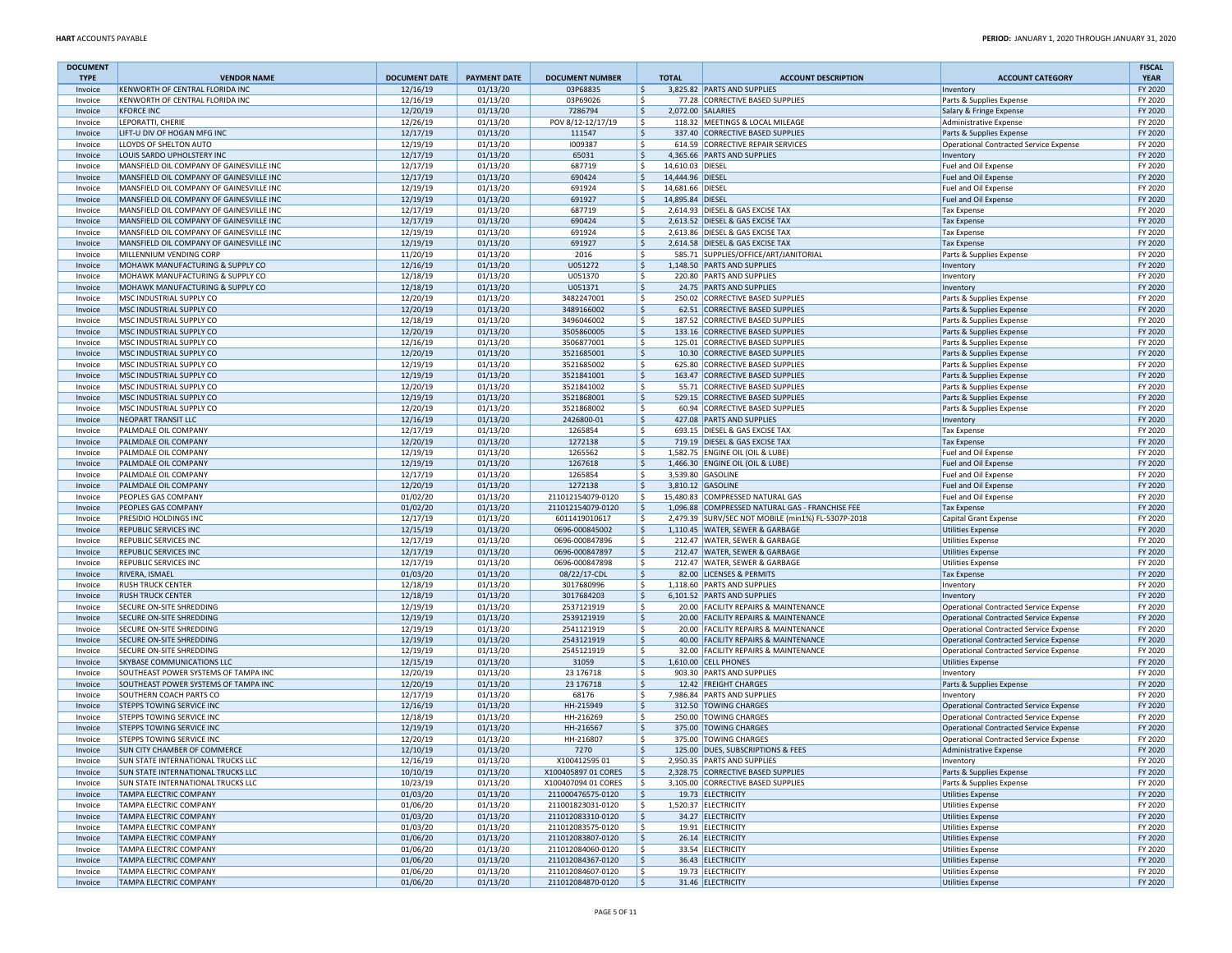| DOCUMENT TYPE | VENDOR NAME | DOCUMENT DATE | PAYMENT DATE | DOCUMENT NUMBER | TOTAL | ACCOUNT DESCRIPTION | ACCOUNT CATEGORY | FISCAL YEAR |
|---|---|---|---|---|---|---|---|---|
| Invoice | KENWORTH OF CENTRAL FLORIDA INC | 12/16/19 | 01/13/20 | 03P68835 | $ 3,825.82 | PARTS AND SUPPLIES | Inventory | FY 2020 |
| Invoice | KENWORTH OF CENTRAL FLORIDA INC | 12/16/19 | 01/13/20 | 03P69026 | $ 77.28 | CORRECTIVE BASED SUPPLIES | Parts & Supplies Expense | FY 2020 |
| Invoice | KFORCE INC | 12/20/19 | 01/13/20 | 7286794 | $ 2,072.00 | SALARIES | Salary & Fringe Expense | FY 2020 |
| Invoice | LEPORATTI, CHERIE | 12/26/19 | 01/13/20 | POV 8/12-12/17/19 | $ 118.32 | MEETINGS & LOCAL MILEAGE | Administrative Expense | FY 2020 |
| Invoice | LIFT-U DIV OF HOGAN MFG INC | 12/17/19 | 01/13/20 | 111547 | $ 337.40 | CORRECTIVE BASED SUPPLIES | Parts & Supplies Expense | FY 2020 |
| Invoice | LLOYDS OF SHELTON AUTO | 12/19/19 | 01/13/20 | I009387 | $ 614.59 | CORRECTIVE REPAIR SERVICES | Operational Contracted Service Expense | FY 2020 |
| Invoice | LOUIS SARDO UPHOLSTERY INC | 12/17/19 | 01/13/20 | 65031 | $ 4,365.66 | PARTS AND SUPPLIES | Inventory | FY 2020 |
| Invoice | MANSFIELD OIL COMPANY OF GAINESVILLE INC | 12/17/19 | 01/13/20 | 687719 | $ 14,610.03 | DIESEL | Fuel and Oil Expense | FY 2020 |
| Invoice | MANSFIELD OIL COMPANY OF GAINESVILLE INC | 12/17/19 | 01/13/20 | 690424 | $ 14,444.96 | DIESEL | Fuel and Oil Expense | FY 2020 |
| Invoice | MANSFIELD OIL COMPANY OF GAINESVILLE INC | 12/19/19 | 01/13/20 | 691924 | $ 14,681.66 | DIESEL | Fuel and Oil Expense | FY 2020 |
| Invoice | MANSFIELD OIL COMPANY OF GAINESVILLE INC | 12/19/19 | 01/13/20 | 691927 | $ 14,895.84 | DIESEL | Fuel and Oil Expense | FY 2020 |
| Invoice | MANSFIELD OIL COMPANY OF GAINESVILLE INC | 12/17/19 | 01/13/20 | 687719 | $ 2,614.93 | DIESEL & GAS EXCISE TAX | Tax Expense | FY 2020 |
| Invoice | MANSFIELD OIL COMPANY OF GAINESVILLE INC | 12/17/19 | 01/13/20 | 690424 | $ 2,613.52 | DIESEL & GAS EXCISE TAX | Tax Expense | FY 2020 |
| Invoice | MANSFIELD OIL COMPANY OF GAINESVILLE INC | 12/19/19 | 01/13/20 | 691924 | $ 2,613.86 | DIESEL & GAS EXCISE TAX | Tax Expense | FY 2020 |
| Invoice | MANSFIELD OIL COMPANY OF GAINESVILLE INC | 12/19/19 | 01/13/20 | 691927 | $ 2,614.58 | DIESEL & GAS EXCISE TAX | Tax Expense | FY 2020 |
| Invoice | MILLENNIUM VENDING CORP | 11/20/19 | 01/13/20 | 2016 | $ 585.71 | SUPPLIES/OFFICE/ART/JANITORIAL | Parts & Supplies Expense | FY 2020 |
| Invoice | MOHAWK MANUFACTURING & SUPPLY CO | 12/16/19 | 01/13/20 | U051272 | $ 1,148.50 | PARTS AND SUPPLIES | Inventory | FY 2020 |
| Invoice | MOHAWK MANUFACTURING & SUPPLY CO | 12/18/19 | 01/13/20 | U051370 | $ 220.80 | PARTS AND SUPPLIES | Inventory | FY 2020 |
| Invoice | MOHAWK MANUFACTURING & SUPPLY CO | 12/18/19 | 01/13/20 | U051371 | $ 24.75 | PARTS AND SUPPLIES | Inventory | FY 2020 |
| Invoice | MSC INDUSTRIAL SUPPLY CO | 12/20/19 | 01/13/20 | 3482247001 | $ 250.02 | CORRECTIVE BASED SUPPLIES | Parts & Supplies Expense | FY 2020 |
| Invoice | MSC INDUSTRIAL SUPPLY CO | 12/20/19 | 01/13/20 | 3489166002 | $ 62.51 | CORRECTIVE BASED SUPPLIES | Parts & Supplies Expense | FY 2020 |
| Invoice | MSC INDUSTRIAL SUPPLY CO | 12/18/19 | 01/13/20 | 3496046002 | $ 187.52 | CORRECTIVE BASED SUPPLIES | Parts & Supplies Expense | FY 2020 |
| Invoice | MSC INDUSTRIAL SUPPLY CO | 12/20/19 | 01/13/20 | 3505860005 | $ 133.16 | CORRECTIVE BASED SUPPLIES | Parts & Supplies Expense | FY 2020 |
| Invoice | MSC INDUSTRIAL SUPPLY CO | 12/16/19 | 01/13/20 | 3506877001 | $ 125.01 | CORRECTIVE BASED SUPPLIES | Parts & Supplies Expense | FY 2020 |
| Invoice | MSC INDUSTRIAL SUPPLY CO | 12/20/19 | 01/13/20 | 3521685001 | $ 10.30 | CORRECTIVE BASED SUPPLIES | Parts & Supplies Expense | FY 2020 |
| Invoice | MSC INDUSTRIAL SUPPLY CO | 12/19/19 | 01/13/20 | 3521685002 | $ 625.80 | CORRECTIVE BASED SUPPLIES | Parts & Supplies Expense | FY 2020 |
| Invoice | MSC INDUSTRIAL SUPPLY CO | 12/19/19 | 01/13/20 | 3521841001 | $ 163.47 | CORRECTIVE BASED SUPPLIES | Parts & Supplies Expense | FY 2020 |
| Invoice | MSC INDUSTRIAL SUPPLY CO | 12/20/19 | 01/13/20 | 3521841002 | $ 55.71 | CORRECTIVE BASED SUPPLIES | Parts & Supplies Expense | FY 2020 |
| Invoice | MSC INDUSTRIAL SUPPLY CO | 12/19/19 | 01/13/20 | 3521868001 | $ 529.15 | CORRECTIVE BASED SUPPLIES | Parts & Supplies Expense | FY 2020 |
| Invoice | MSC INDUSTRIAL SUPPLY CO | 12/20/19 | 01/13/20 | 3521868002 | $ 60.94 | CORRECTIVE BASED SUPPLIES | Parts & Supplies Expense | FY 2020 |
| Invoice | NEOPART TRANSIT LLC | 12/16/19 | 01/13/20 | 2426800-01 | $ 427.08 | PARTS AND SUPPLIES | Inventory | FY 2020 |
| Invoice | PALMDALE OIL COMPANY | 12/17/19 | 01/13/20 | 1265854 | $ 693.15 | DIESEL & GAS EXCISE TAX | Tax Expense | FY 2020 |
| Invoice | PALMDALE OIL COMPANY | 12/20/19 | 01/13/20 | 1272138 | $ 719.19 | DIESEL & GAS EXCISE TAX | Tax Expense | FY 2020 |
| Invoice | PALMDALE OIL COMPANY | 12/19/19 | 01/13/20 | 1265562 | $ 1,582.75 | ENGINE OIL (OIL & LUBE) | Fuel and Oil Expense | FY 2020 |
| Invoice | PALMDALE OIL COMPANY | 12/19/19 | 01/13/20 | 1267618 | $ 1,466.30 | ENGINE OIL (OIL & LUBE) | Fuel and Oil Expense | FY 2020 |
| Invoice | PALMDALE OIL COMPANY | 12/17/19 | 01/13/20 | 1265854 | $ 3,539.80 | GASOLINE | Fuel and Oil Expense | FY 2020 |
| Invoice | PALMDALE OIL COMPANY | 12/20/19 | 01/13/20 | 1272138 | $ 3,810.12 | GASOLINE | Fuel and Oil Expense | FY 2020 |
| Invoice | PEOPLES GAS COMPANY | 01/02/20 | 01/13/20 | 211012154079-0120 | $ 15,480.83 | COMPRESSED NATURAL GAS | Fuel and Oil Expense | FY 2020 |
| Invoice | PEOPLES GAS COMPANY | 01/02/20 | 01/13/20 | 211012154079-0120 | $ 1,096.88 | COMPRESSED NATURAL GAS - FRANCHISE FEE | Tax Expense | FY 2020 |
| Invoice | PRESIDIO HOLDINGS INC | 12/17/19 | 01/13/20 | 6011419010617 | $ 2,479.39 | SURV/SEC NOT MOBILE (min1%) FL-5307P-2018 | Capital Grant Expense | FY 2020 |
| Invoice | REPUBLIC SERVICES INC | 12/15/19 | 01/13/20 | 0696-000845002 | $ 1,110.45 | WATER, SEWER & GARBAGE | Utilities Expense | FY 2020 |
| Invoice | REPUBLIC SERVICES INC | 12/17/19 | 01/13/20 | 0696-000847896 | $ 212.47 | WATER, SEWER & GARBAGE | Utilities Expense | FY 2020 |
| Invoice | REPUBLIC SERVICES INC | 12/17/19 | 01/13/20 | 0696-000847897 | $ 212.47 | WATER, SEWER & GARBAGE | Utilities Expense | FY 2020 |
| Invoice | REPUBLIC SERVICES INC | 12/17/19 | 01/13/20 | 0696-000847898 | $ 212.47 | WATER, SEWER & GARBAGE | Utilities Expense | FY 2020 |
| Invoice | RIVERA, ISMAEL | 01/03/20 | 01/13/20 | 08/22/17-CDL | $ 82.00 | LICENSES & PERMITS | Tax Expense | FY 2020 |
| Invoice | RUSH TRUCK CENTER | 12/18/19 | 01/13/20 | 3017680996 | $ 1,118.60 | PARTS AND SUPPLIES | Inventory | FY 2020 |
| Invoice | RUSH TRUCK CENTER | 12/18/19 | 01/13/20 | 3017684203 | $ 6,101.52 | PARTS AND SUPPLIES | Inventory | FY 2020 |
| Invoice | SECURE ON-SITE SHREDDING | 12/19/19 | 01/13/20 | 2537121919 | $ 20.00 | FACILITY REPAIRS & MAINTENANCE | Operational Contracted Service Expense | FY 2020 |
| Invoice | SECURE ON-SITE SHREDDING | 12/19/19 | 01/13/20 | 2539121919 | $ 20.00 | FACILITY REPAIRS & MAINTENANCE | Operational Contracted Service Expense | FY 2020 |
| Invoice | SECURE ON-SITE SHREDDING | 12/19/19 | 01/13/20 | 2541121919 | $ 20.00 | FACILITY REPAIRS & MAINTENANCE | Operational Contracted Service Expense | FY 2020 |
| Invoice | SECURE ON-SITE SHREDDING | 12/19/19 | 01/13/20 | 2543121919 | $ 40.00 | FACILITY REPAIRS & MAINTENANCE | Operational Contracted Service Expense | FY 2020 |
| Invoice | SECURE ON-SITE SHREDDING | 12/19/19 | 01/13/20 | 2545121919 | $ 32.00 | FACILITY REPAIRS & MAINTENANCE | Operational Contracted Service Expense | FY 2020 |
| Invoice | SKYBASE COMMUNICATIONS LLC | 12/15/19 | 01/13/20 | 31059 | $ 1,610.00 | CELL PHONES | Utilities Expense | FY 2020 |
| Invoice | SOUTHEAST POWER SYSTEMS OF TAMPA INC | 12/20/19 | 01/13/20 | 23 176718 | $ 903.30 | PARTS AND SUPPLIES | Inventory | FY 2020 |
| Invoice | SOUTHEAST POWER SYSTEMS OF TAMPA INC | 12/20/19 | 01/13/20 | 23 176718 | $ 12.42 | FREIGHT CHARGES | Parts & Supplies Expense | FY 2020 |
| Invoice | SOUTHERN COACH PARTS CO | 12/17/19 | 01/13/20 | 68176 | $ 7,986.84 | PARTS AND SUPPLIES | Inventory | FY 2020 |
| Invoice | STEPPS TOWING SERVICE INC | 12/16/19 | 01/13/20 | HH-215949 | $ 312.50 | TOWING CHARGES | Operational Contracted Service Expense | FY 2020 |
| Invoice | STEPPS TOWING SERVICE INC | 12/18/19 | 01/13/20 | HH-216269 | $ 250.00 | TOWING CHARGES | Operational Contracted Service Expense | FY 2020 |
| Invoice | STEPPS TOWING SERVICE INC | 12/19/19 | 01/13/20 | HH-216567 | $ 375.00 | TOWING CHARGES | Operational Contracted Service Expense | FY 2020 |
| Invoice | STEPPS TOWING SERVICE INC | 12/20/19 | 01/13/20 | HH-216807 | $ 375.00 | TOWING CHARGES | Operational Contracted Service Expense | FY 2020 |
| Invoice | SUN CITY CHAMBER OF COMMERCE | 12/10/19 | 01/13/20 | 7270 | $ 125.00 | DUES, SUBSCRIPTIONS & FEES | Administrative Expense | FY 2020 |
| Invoice | SUN STATE INTERNATIONAL TRUCKS LLC | 12/16/19 | 01/13/20 | X100412595 01 | $ 2,950.35 | PARTS AND SUPPLIES | Inventory | FY 2020 |
| Invoice | SUN STATE INTERNATIONAL TRUCKS LLC | 10/10/19 | 01/13/20 | X100405897 01 CORES | $ 2,328.75 | CORRECTIVE BASED SUPPLIES | Parts & Supplies Expense | FY 2020 |
| Invoice | SUN STATE INTERNATIONAL TRUCKS LLC | 10/23/19 | 01/13/20 | X100407094 01 CORES | $ 3,105.00 | CORRECTIVE BASED SUPPLIES | Parts & Supplies Expense | FY 2020 |
| Invoice | TAMPA ELECTRIC COMPANY | 01/03/20 | 01/13/20 | 211000476575-0120 | $ 19.73 | ELECTRICITY | Utilities Expense | FY 2020 |
| Invoice | TAMPA ELECTRIC COMPANY | 01/06/20 | 01/13/20 | 211001823031-0120 | $ 1,520.37 | ELECTRICITY | Utilities Expense | FY 2020 |
| Invoice | TAMPA ELECTRIC COMPANY | 01/03/20 | 01/13/20 | 211012083310-0120 | $ 34.27 | ELECTRICITY | Utilities Expense | FY 2020 |
| Invoice | TAMPA ELECTRIC COMPANY | 01/03/20 | 01/13/20 | 211012083575-0120 | $ 19.91 | ELECTRICITY | Utilities Expense | FY 2020 |
| Invoice | TAMPA ELECTRIC COMPANY | 01/06/20 | 01/13/20 | 211012083807-0120 | $ 26.14 | ELECTRICITY | Utilities Expense | FY 2020 |
| Invoice | TAMPA ELECTRIC COMPANY | 01/06/20 | 01/13/20 | 211012084060-0120 | $ 33.54 | ELECTRICITY | Utilities Expense | FY 2020 |
| Invoice | TAMPA ELECTRIC COMPANY | 01/06/20 | 01/13/20 | 211012084367-0120 | $ 36.43 | ELECTRICITY | Utilities Expense | FY 2020 |
| Invoice | TAMPA ELECTRIC COMPANY | 01/06/20 | 01/13/20 | 211012084607-0120 | $ 19.73 | ELECTRICITY | Utilities Expense | FY 2020 |
| Invoice | TAMPA ELECTRIC COMPANY | 01/06/20 | 01/13/20 | 211012084870-0120 | $ 31.46 | ELECTRICITY | Utilities Expense | FY 2020 |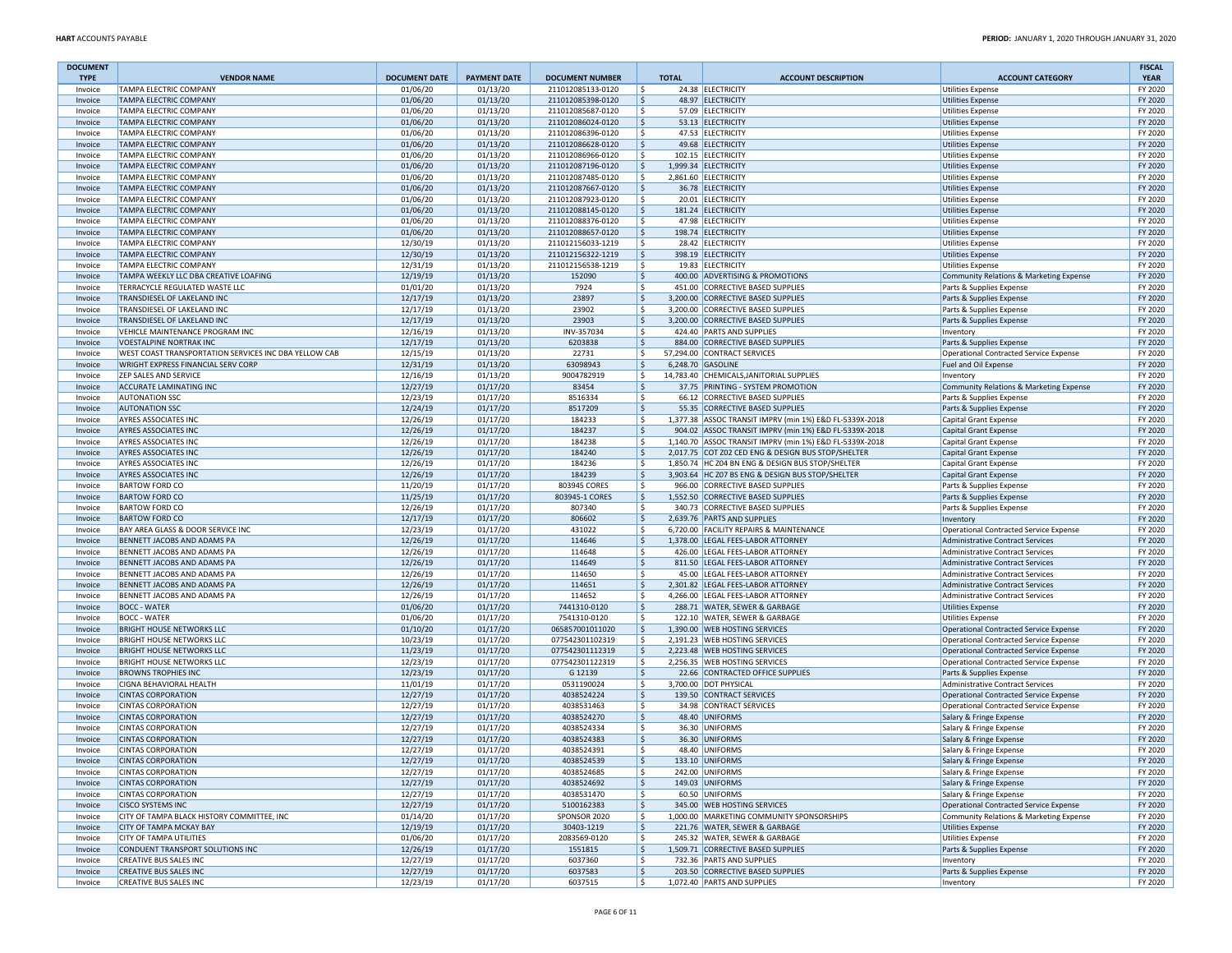| DOCUMENT TYPE | VENDOR NAME | DOCUMENT DATE | PAYMENT DATE | DOCUMENT NUMBER | TOTAL | ACCOUNT DESCRIPTION | ACCOUNT CATEGORY | FISCAL YEAR |
|---|---|---|---|---|---|---|---|---|
| Invoice | TAMPA ELECTRIC COMPANY | 01/06/20 | 01/13/20 | 211012085133-0120 | $ 24.38 | ELECTRICITY | Utilities Expense | FY 2020 |
| Invoice | TAMPA ELECTRIC COMPANY | 01/06/20 | 01/13/20 | 211012085398-0120 | $ 48.97 | ELECTRICITY | Utilities Expense | FY 2020 |
| Invoice | TAMPA ELECTRIC COMPANY | 01/06/20 | 01/13/20 | 211012085687-0120 | $ 57.09 | ELECTRICITY | Utilities Expense | FY 2020 |
| Invoice | TAMPA ELECTRIC COMPANY | 01/06/20 | 01/13/20 | 211012086024-0120 | $ 53.13 | ELECTRICITY | Utilities Expense | FY 2020 |
| Invoice | TAMPA ELECTRIC COMPANY | 01/06/20 | 01/13/20 | 211012086396-0120 | $ 47.53 | ELECTRICITY | Utilities Expense | FY 2020 |
| Invoice | TAMPA ELECTRIC COMPANY | 01/06/20 | 01/13/20 | 211012086628-0120 | $ 49.68 | ELECTRICITY | Utilities Expense | FY 2020 |
| Invoice | TAMPA ELECTRIC COMPANY | 01/06/20 | 01/13/20 | 211012086966-0120 | $ 102.15 | ELECTRICITY | Utilities Expense | FY 2020 |
| Invoice | TAMPA ELECTRIC COMPANY | 01/06/20 | 01/13/20 | 211012087196-0120 | $ 1,999.34 | ELECTRICITY | Utilities Expense | FY 2020 |
| Invoice | TAMPA ELECTRIC COMPANY | 01/06/20 | 01/13/20 | 211012087485-0120 | $ 2,861.60 | ELECTRICITY | Utilities Expense | FY 2020 |
| Invoice | TAMPA ELECTRIC COMPANY | 01/06/20 | 01/13/20 | 211012087667-0120 | $ 36.78 | ELECTRICITY | Utilities Expense | FY 2020 |
| Invoice | TAMPA ELECTRIC COMPANY | 01/06/20 | 01/13/20 | 211012087923-0120 | $ 20.01 | ELECTRICITY | Utilities Expense | FY 2020 |
| Invoice | TAMPA ELECTRIC COMPANY | 01/06/20 | 01/13/20 | 211012088145-0120 | $ 181.24 | ELECTRICITY | Utilities Expense | FY 2020 |
| Invoice | TAMPA ELECTRIC COMPANY | 01/06/20 | 01/13/20 | 211012088376-0120 | $ 47.98 | ELECTRICITY | Utilities Expense | FY 2020 |
| Invoice | TAMPA ELECTRIC COMPANY | 01/06/20 | 01/13/20 | 211012088657-0120 | $ 198.74 | ELECTRICITY | Utilities Expense | FY 2020 |
| Invoice | TAMPA ELECTRIC COMPANY | 12/30/19 | 01/13/20 | 211012156033-1219 | $ 28.42 | ELECTRICITY | Utilities Expense | FY 2020 |
| Invoice | TAMPA ELECTRIC COMPANY | 12/30/19 | 01/13/20 | 211012156322-1219 | $ 398.19 | ELECTRICITY | Utilities Expense | FY 2020 |
| Invoice | TAMPA ELECTRIC COMPANY | 12/31/19 | 01/13/20 | 211012156538-1219 | $ 19.83 | ELECTRICITY | Utilities Expense | FY 2020 |
| Invoice | TAMPA WEEKLY LLC DBA CREATIVE LOAFING | 12/19/19 | 01/13/20 | 152090 | $ 400.00 | ADVERTISING & PROMOTIONS | Community Relations & Marketing Expense | FY 2020 |
| Invoice | TERRACYCLE REGULATED WASTE LLC | 01/01/20 | 01/13/20 | 7924 | $ 451.00 | CORRECTIVE BASED SUPPLIES | Parts & Supplies Expense | FY 2020 |
| Invoice | TRANSDIESEL OF LAKELAND INC | 12/17/19 | 01/13/20 | 23897 | $ 3,200.00 | CORRECTIVE BASED SUPPLIES | Parts & Supplies Expense | FY 2020 |
| Invoice | TRANSDIESEL OF LAKELAND INC | 12/17/19 | 01/13/20 | 23902 | $ 3,200.00 | CORRECTIVE BASED SUPPLIES | Parts & Supplies Expense | FY 2020 |
| Invoice | TRANSDIESEL OF LAKELAND INC | 12/17/19 | 01/13/20 | 23903 | $ 3,200.00 | CORRECTIVE BASED SUPPLIES | Parts & Supplies Expense | FY 2020 |
| Invoice | VEHICLE MAINTENANCE PROGRAM INC | 12/16/19 | 01/13/20 | INV-357034 | $ 424.40 | PARTS AND SUPPLIES | Inventory | FY 2020 |
| Invoice | VOESTALPINE NORTRAK INC | 12/17/19 | 01/13/20 | 6203838 | $ 884.00 | CORRECTIVE BASED SUPPLIES | Parts & Supplies Expense | FY 2020 |
| Invoice | WEST COAST TRANSPORTATION SERVICES INC DBA YELLOW CAB | 12/15/19 | 01/13/20 | 22731 | $ 57,294.00 | CONTRACT SERVICES | Operational Contracted Service Expense | FY 2020 |
| Invoice | WRIGHT EXPRESS FINANCIAL SERV CORP | 12/31/19 | 01/13/20 | 63098943 | $ 6,248.70 | GASOLINE | Fuel and Oil Expense | FY 2020 |
| Invoice | ZEP SALES AND SERVICE | 12/16/19 | 01/13/20 | 9004782919 | $ 14,783.40 | CHEMICALS,JANITORIAL SUPPLIES | Inventory | FY 2020 |
| Invoice | ACCURATE LAMINATING INC | 12/27/19 | 01/17/20 | 83454 | $ 37.75 | PRINTING - SYSTEM PROMOTION | Community Relations & Marketing Expense | FY 2020 |
| Invoice | AUTONATION SSC | 12/23/19 | 01/17/20 | 8516334 | $ 66.12 | CORRECTIVE BASED SUPPLIES | Parts & Supplies Expense | FY 2020 |
| Invoice | AUTONATION SSC | 12/24/19 | 01/17/20 | 8517209 | $ 55.35 | CORRECTIVE BASED SUPPLIES | Parts & Supplies Expense | FY 2020 |
| Invoice | AYRES ASSOCIATES INC | 12/26/19 | 01/17/20 | 184233 | $ 1,377.38 | ASSOC TRANSIT IMPRV (min 1%) E&D FL-5339X-2018 | Capital Grant Expense | FY 2020 |
| Invoice | AYRES ASSOCIATES INC | 12/26/19 | 01/17/20 | 184237 | $ 904.02 | ASSOC TRANSIT IMPRV (min 1%) E&D FL-5339X-2018 | Capital Grant Expense | FY 2020 |
| Invoice | AYRES ASSOCIATES INC | 12/26/19 | 01/17/20 | 184238 | $ 1,140.70 | ASSOC TRANSIT IMPRV (min 1%) E&D FL-5339X-2018 | Capital Grant Expense | FY 2020 |
| Invoice | AYRES ASSOCIATES INC | 12/26/19 | 01/17/20 | 184240 | $ 2,017.75 | COT Z02 CED ENG & DESIGN BUS STOP/SHELTER | Capital Grant Expense | FY 2020 |
| Invoice | AYRES ASSOCIATES INC | 12/26/19 | 01/17/20 | 184236 | $ 1,850.74 | HC Z04 BN ENG & DESIGN BUS STOP/SHELTER | Capital Grant Expense | FY 2020 |
| Invoice | AYRES ASSOCIATES INC | 12/26/19 | 01/17/20 | 184239 | $ 3,903.64 | HC Z07 BS ENG & DESIGN BUS STOP/SHELTER | Capital Grant Expense | FY 2020 |
| Invoice | BARTOW FORD CO | 11/20/19 | 01/17/20 | 803945 CORES | $ 966.00 | CORRECTIVE BASED SUPPLIES | Parts & Supplies Expense | FY 2020 |
| Invoice | BARTOW FORD CO | 11/25/19 | 01/17/20 | 803945-1 CORES | $ 1,552.50 | CORRECTIVE BASED SUPPLIES | Parts & Supplies Expense | FY 2020 |
| Invoice | BARTOW FORD CO | 12/26/19 | 01/17/20 | 807340 | $ 340.73 | CORRECTIVE BASED SUPPLIES | Parts & Supplies Expense | FY 2020 |
| Invoice | BARTOW FORD CO | 12/17/19 | 01/17/20 | 806602 | $ 2,639.76 | PARTS AND SUPPLIES | Inventory | FY 2020 |
| Invoice | BAY AREA GLASS & DOOR SERVICE INC | 12/23/19 | 01/17/20 | 431022 | $ 6,720.00 | FACILITY REPAIRS & MAINTENANCE | Operational Contracted Service Expense | FY 2020 |
| Invoice | BENNETT JACOBS AND ADAMS PA | 12/26/19 | 01/17/20 | 114646 | $ 1,378.00 | LEGAL FEES-LABOR ATTORNEY | Administrative Contract Services | FY 2020 |
| Invoice | BENNETT JACOBS AND ADAMS PA | 12/26/19 | 01/17/20 | 114648 | $ 426.00 | LEGAL FEES-LABOR ATTORNEY | Administrative Contract Services | FY 2020 |
| Invoice | BENNETT JACOBS AND ADAMS PA | 12/26/19 | 01/17/20 | 114649 | $ 811.50 | LEGAL FEES-LABOR ATTORNEY | Administrative Contract Services | FY 2020 |
| Invoice | BENNETT JACOBS AND ADAMS PA | 12/26/19 | 01/17/20 | 114650 | $ 45.00 | LEGAL FEES-LABOR ATTORNEY | Administrative Contract Services | FY 2020 |
| Invoice | BENNETT JACOBS AND ADAMS PA | 12/26/19 | 01/17/20 | 114651 | $ 2,301.82 | LEGAL FEES-LABOR ATTORNEY | Administrative Contract Services | FY 2020 |
| Invoice | BENNETT JACOBS AND ADAMS PA | 12/26/19 | 01/17/20 | 114652 | $ 4,266.00 | LEGAL FEES-LABOR ATTORNEY | Administrative Contract Services | FY 2020 |
| Invoice | BOCC - WATER | 01/06/20 | 01/17/20 | 7441310-0120 | $ 288.71 | WATER, SEWER & GARBAGE | Utilities Expense | FY 2020 |
| Invoice | BOCC - WATER | 01/06/20 | 01/17/20 | 7541310-0120 | $ 122.10 | WATER, SEWER & GARBAGE | Utilities Expense | FY 2020 |
| Invoice | BRIGHT HOUSE NETWORKS LLC | 01/10/20 | 01/17/20 | 065857001011020 | $ 1,390.00 | WEB HOSTING SERVICES | Operational Contracted Service Expense | FY 2020 |
| Invoice | BRIGHT HOUSE NETWORKS LLC | 10/23/19 | 01/17/20 | 077542301102319 | $ 2,191.23 | WEB HOSTING SERVICES | Operational Contracted Service Expense | FY 2020 |
| Invoice | BRIGHT HOUSE NETWORKS LLC | 11/23/19 | 01/17/20 | 077542301112319 | $ 2,223.48 | WEB HOSTING SERVICES | Operational Contracted Service Expense | FY 2020 |
| Invoice | BRIGHT HOUSE NETWORKS LLC | 12/23/19 | 01/17/20 | 077542301122319 | $ 2,256.35 | WEB HOSTING SERVICES | Operational Contracted Service Expense | FY 2020 |
| Invoice | BROWNS TROPHIES INC | 12/23/19 | 01/17/20 | G 12139 | $ 22.66 | CONTRACTED OFFICE SUPPLIES | Parts & Supplies Expense | FY 2020 |
| Invoice | CIGNA BEHAVIORAL HEALTH | 11/01/19 | 01/17/20 | 0531190024 | $ 3,700.00 | DOT PHYSICAL | Administrative Contract Services | FY 2020 |
| Invoice | CINTAS CORPORATION | 12/27/19 | 01/17/20 | 4038524224 | $ 139.50 | CONTRACT SERVICES | Operational Contracted Service Expense | FY 2020 |
| Invoice | CINTAS CORPORATION | 12/27/19 | 01/17/20 | 4038531463 | $ 34.98 | CONTRACT SERVICES | Operational Contracted Service Expense | FY 2020 |
| Invoice | CINTAS CORPORATION | 12/27/19 | 01/17/20 | 4038524270 | $ 48.40 | UNIFORMS | Salary & Fringe Expense | FY 2020 |
| Invoice | CINTAS CORPORATION | 12/27/19 | 01/17/20 | 4038524334 | $ 36.30 | UNIFORMS | Salary & Fringe Expense | FY 2020 |
| Invoice | CINTAS CORPORATION | 12/27/19 | 01/17/20 | 4038524383 | $ 36.30 | UNIFORMS | Salary & Fringe Expense | FY 2020 |
| Invoice | CINTAS CORPORATION | 12/27/19 | 01/17/20 | 4038524391 | $ 48.40 | UNIFORMS | Salary & Fringe Expense | FY 2020 |
| Invoice | CINTAS CORPORATION | 12/27/19 | 01/17/20 | 4038524539 | $ 133.10 | UNIFORMS | Salary & Fringe Expense | FY 2020 |
| Invoice | CINTAS CORPORATION | 12/27/19 | 01/17/20 | 4038524685 | $ 242.00 | UNIFORMS | Salary & Fringe Expense | FY 2020 |
| Invoice | CINTAS CORPORATION | 12/27/19 | 01/17/20 | 4038524692 | $ 149.03 | UNIFORMS | Salary & Fringe Expense | FY 2020 |
| Invoice | CINTAS CORPORATION | 12/27/19 | 01/17/20 | 4038531470 | $ 60.50 | UNIFORMS | Salary & Fringe Expense | FY 2020 |
| Invoice | CISCO SYSTEMS INC | 12/27/19 | 01/17/20 | 5100162383 | $ 345.00 | WEB HOSTING SERVICES | Operational Contracted Service Expense | FY 2020 |
| Invoice | CITY OF TAMPA BLACK HISTORY COMMITTEE, INC | 01/14/20 | 01/17/20 | SPONSOR 2020 | $ 1,000.00 | MARKETING COMMUNITY SPONSORSHIPS | Community Relations & Marketing Expense | FY 2020 |
| Invoice | CITY OF TAMPA MCKAY BAY | 12/19/19 | 01/17/20 | 30403-1219 | $ 221.76 | WATER, SEWER & GARBAGE | Utilities Expense | FY 2020 |
| Invoice | CITY OF TAMPA UTILITIES | 01/06/20 | 01/17/20 | 2083569-0120 | $ 245.32 | WATER, SEWER & GARBAGE | Utilities Expense | FY 2020 |
| Invoice | CONDUENT TRANSPORT SOLUTIONS INC | 12/26/19 | 01/17/20 | 1551815 | $ 1,509.71 | CORRECTIVE BASED SUPPLIES | Parts & Supplies Expense | FY 2020 |
| Invoice | CREATIVE BUS SALES INC | 12/27/19 | 01/17/20 | 6037360 | $ 732.36 | PARTS AND SUPPLIES | Inventory | FY 2020 |
| Invoice | CREATIVE BUS SALES INC | 12/27/19 | 01/17/20 | 6037583 | $ 203.50 | CORRECTIVE BASED SUPPLIES | Parts & Supplies Expense | FY 2020 |
| Invoice | CREATIVE BUS SALES INC | 12/23/19 | 01/17/20 | 6037515 | $ 1,072.40 | PARTS AND SUPPLIES | Inventory | FY 2020 |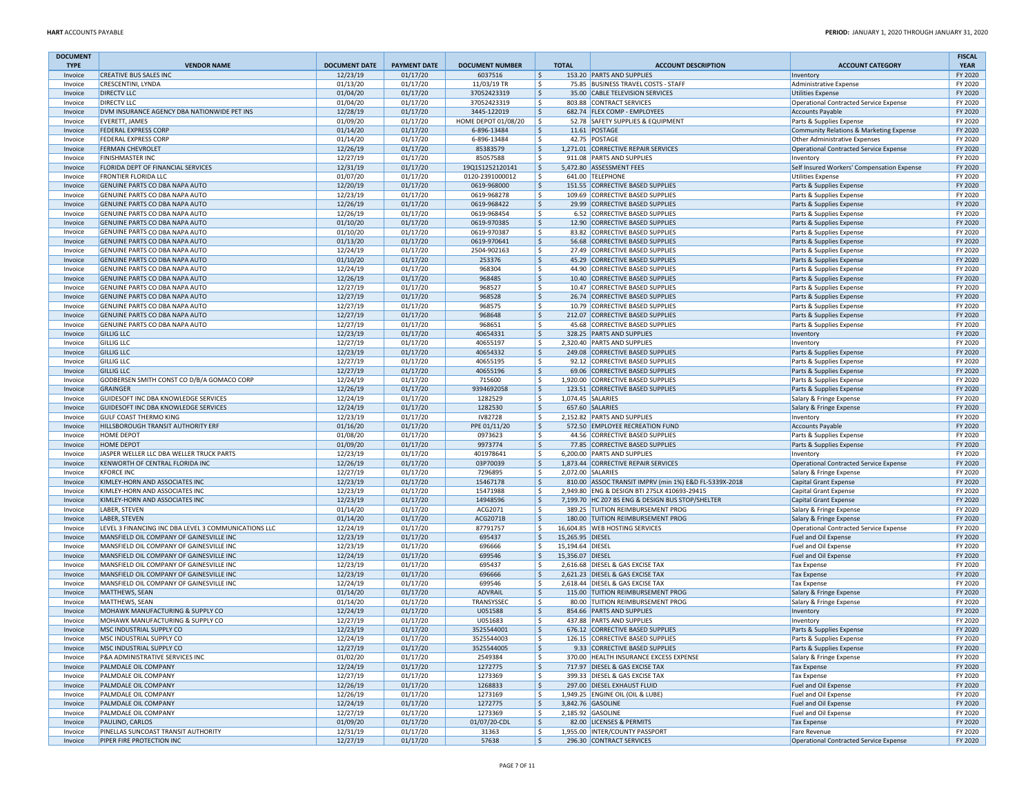| DOCUMENT TYPE | VENDOR NAME | DOCUMENT DATE | PAYMENT DATE | DOCUMENT NUMBER | TOTAL | ACCOUNT DESCRIPTION | ACCOUNT CATEGORY | FISCAL YEAR |
|---|---|---|---|---|---|---|---|---|
| Invoice | CREATIVE BUS SALES INC | 12/23/19 | 01/17/20 | 6037516 | $ 153.20 | PARTS AND SUPPLIES | Inventory | FY 2020 |
| Invoice | CRESCENTINI, LYNDA | 01/13/20 | 01/17/20 | 11/03/19 TR | $ 75.85 | BUSINESS TRAVEL COSTS - STAFF | Administrative Expense | FY 2020 |
| Invoice | DIRECTV LLC | 01/04/20 | 01/17/20 | 37052423319 | $ 35.00 | CABLE TELEVISION SERVICES | Utilities Expense | FY 2020 |
| Invoice | DIRECTV LLC | 01/04/20 | 01/17/20 | 37052423319 | $ 803.88 | CONTRACT SERVICES | Operational Contracted Service Expense | FY 2020 |
| Invoice | DVM INSURANCE AGENCY DBA NATIONWIDE PET INS | 12/28/19 | 01/17/20 | 3445-122019 | $ 682.74 | FLEX COMP - EMPLOYEES | Accounts Payable | FY 2020 |
| Invoice | EVERETT, JAMES | 01/09/20 | 01/17/20 | HOME DEPOT 01/08/20 | $ 52.78 | SAFETY SUPPLIES & EQUIPMENT | Parts & Supplies Expense | FY 2020 |
| Invoice | FEDERAL EXPRESS CORP | 01/14/20 | 01/17/20 | 6-896-13484 | $ 11.61 | POSTAGE | Community Relations & Marketing Expense | FY 2020 |
| Invoice | FEDERAL EXPRESS CORP | 01/14/20 | 01/17/20 | 6-896-13484 | $ 42.75 | POSTAGE | Other Administrative Expenses | FY 2020 |
| Invoice | FERMAN CHEVROLET | 12/26/19 | 01/17/20 | 85383579 | $ 1,271.01 | CORRECTIVE REPAIR SERVICES | Operational Contracted Service Expense | FY 2020 |
| Invoice | FINISHMASTER INC | 12/27/19 | 01/17/20 | 85057588 | $ 911.08 | PARTS AND SUPPLIES | Inventory | FY 2020 |
| Invoice | FLORIDA DEPT OF FINANCIAL SERVICES | 12/31/19 | 01/17/20 | 19Q1S1252120141 | $ 5,472.80 | ASSESSMENT FEES | Self Insured Workers' Compensation Expense | FY 2020 |
| Invoice | FRONTIER FLORIDA LLC | 01/07/20 | 01/17/20 | 0120-2391000012 | $ 641.00 | TELEPHONE | Utilities Expense | FY 2020 |
| Invoice | GENUINE PARTS CO DBA NAPA AUTO | 12/20/19 | 01/17/20 | 0619-968000 | $ 151.55 | CORRECTIVE BASED SUPPLIES | Parts & Supplies Expense | FY 2020 |
| Invoice | GENUINE PARTS CO DBA NAPA AUTO | 12/23/19 | 01/17/20 | 0619-968278 | $ 109.69 | CORRECTIVE BASED SUPPLIES | Parts & Supplies Expense | FY 2020 |
| Invoice | GENUINE PARTS CO DBA NAPA AUTO | 12/26/19 | 01/17/20 | 0619-968422 | $ 29.99 | CORRECTIVE BASED SUPPLIES | Parts & Supplies Expense | FY 2020 |
| Invoice | GENUINE PARTS CO DBA NAPA AUTO | 12/26/19 | 01/17/20 | 0619-968454 | $ 6.52 | CORRECTIVE BASED SUPPLIES | Parts & Supplies Expense | FY 2020 |
| Invoice | GENUINE PARTS CO DBA NAPA AUTO | 01/10/20 | 01/17/20 | 0619-970385 | $ 12.90 | CORRECTIVE BASED SUPPLIES | Parts & Supplies Expense | FY 2020 |
| Invoice | GENUINE PARTS CO DBA NAPA AUTO | 01/10/20 | 01/17/20 | 0619-970387 | $ 83.82 | CORRECTIVE BASED SUPPLIES | Parts & Supplies Expense | FY 2020 |
| Invoice | GENUINE PARTS CO DBA NAPA AUTO | 01/13/20 | 01/17/20 | 0619-970641 | $ 56.68 | CORRECTIVE BASED SUPPLIES | Parts & Supplies Expense | FY 2020 |
| Invoice | GENUINE PARTS CO DBA NAPA AUTO | 12/24/19 | 01/17/20 | 2504-902163 | $ 27.49 | CORRECTIVE BASED SUPPLIES | Parts & Supplies Expense | FY 2020 |
| Invoice | GENUINE PARTS CO DBA NAPA AUTO | 01/10/20 | 01/17/20 | 253376 | $ 45.29 | CORRECTIVE BASED SUPPLIES | Parts & Supplies Expense | FY 2020 |
| Invoice | GENUINE PARTS CO DBA NAPA AUTO | 12/24/19 | 01/17/20 | 968304 | $ 44.90 | CORRECTIVE BASED SUPPLIES | Parts & Supplies Expense | FY 2020 |
| Invoice | GENUINE PARTS CO DBA NAPA AUTO | 12/26/19 | 01/17/20 | 968485 | $ 10.40 | CORRECTIVE BASED SUPPLIES | Parts & Supplies Expense | FY 2020 |
| Invoice | GENUINE PARTS CO DBA NAPA AUTO | 12/27/19 | 01/17/20 | 968527 | $ 10.47 | CORRECTIVE BASED SUPPLIES | Parts & Supplies Expense | FY 2020 |
| Invoice | GENUINE PARTS CO DBA NAPA AUTO | 12/27/19 | 01/17/20 | 968528 | $ 26.74 | CORRECTIVE BASED SUPPLIES | Parts & Supplies Expense | FY 2020 |
| Invoice | GENUINE PARTS CO DBA NAPA AUTO | 12/27/19 | 01/17/20 | 968575 | $ 10.79 | CORRECTIVE BASED SUPPLIES | Parts & Supplies Expense | FY 2020 |
| Invoice | GENUINE PARTS CO DBA NAPA AUTO | 12/27/19 | 01/17/20 | 968648 | $ 212.07 | CORRECTIVE BASED SUPPLIES | Parts & Supplies Expense | FY 2020 |
| Invoice | GENUINE PARTS CO DBA NAPA AUTO | 12/27/19 | 01/17/20 | 968651 | $ 45.68 | CORRECTIVE BASED SUPPLIES | Parts & Supplies Expense | FY 2020 |
| Invoice | GILLIG LLC | 12/23/19 | 01/17/20 | 40654331 | $ 328.25 | PARTS AND SUPPLIES | Inventory | FY 2020 |
| Invoice | GILLIG LLC | 12/27/19 | 01/17/20 | 40655197 | $ 2,320.40 | PARTS AND SUPPLIES | Inventory | FY 2020 |
| Invoice | GILLIG LLC | 12/23/19 | 01/17/20 | 40654332 | $ 249.08 | CORRECTIVE BASED SUPPLIES | Parts & Supplies Expense | FY 2020 |
| Invoice | GILLIG LLC | 12/27/19 | 01/17/20 | 40655195 | $ 92.12 | CORRECTIVE BASED SUPPLIES | Parts & Supplies Expense | FY 2020 |
| Invoice | GILLIG LLC | 12/27/19 | 01/17/20 | 40655196 | $ 69.06 | CORRECTIVE BASED SUPPLIES | Parts & Supplies Expense | FY 2020 |
| Invoice | GODBERSEN SMITH CONST CO D/B/A GOMACO CORP | 12/24/19 | 01/17/20 | 715600 | $ 1,920.00 | CORRECTIVE BASED SUPPLIES | Parts & Supplies Expense | FY 2020 |
| Invoice | GRAINGER | 12/26/19 | 01/17/20 | 9394692058 | $ 123.51 | CORRECTIVE BASED SUPPLIES | Parts & Supplies Expense | FY 2020 |
| Invoice | GUIDESOFT INC DBA KNOWLEDGE SERVICES | 12/24/19 | 01/17/20 | 1282529 | $ 1,074.45 | SALARIES | Salary & Fringe Expense | FY 2020 |
| Invoice | GUIDESOFT INC DBA KNOWLEDGE SERVICES | 12/24/19 | 01/17/20 | 1282530 | $ 657.60 | SALARIES | Salary & Fringe Expense | FY 2020 |
| Invoice | GULF COAST THERMO KING | 12/23/19 | 01/17/20 | IV82728 | $ 2,152.82 | PARTS AND SUPPLIES | Inventory | FY 2020 |
| Invoice | HILLSBOROUGH TRANSIT AUTHORITY ERF | 01/16/20 | 01/17/20 | PPE 01/11/20 | $ 572.50 | EMPLOYEE RECREATION FUND | Accounts Payable | FY 2020 |
| Invoice | HOME DEPOT | 01/08/20 | 01/17/20 | 0973623 | $ 44.56 | CORRECTIVE BASED SUPPLIES | Parts & Supplies Expense | FY 2020 |
| Invoice | HOME DEPOT | 01/09/20 | 01/17/20 | 9973774 | $ 77.85 | CORRECTIVE BASED SUPPLIES | Parts & Supplies Expense | FY 2020 |
| Invoice | JASPER WELLER LLC DBA WELLER TRUCK PARTS | 12/23/19 | 01/17/20 | 401978641 | $ 6,200.00 | PARTS AND SUPPLIES | Inventory | FY 2020 |
| Invoice | KENWORTH OF CENTRAL FLORIDA INC | 12/26/19 | 01/17/20 | 03P70039 | $ 1,873.44 | CORRECTIVE REPAIR SERVICES | Operational Contracted Service Expense | FY 2020 |
| Invoice | KFORCE INC | 12/27/19 | 01/17/20 | 7296895 | $ 2,072.00 | SALARIES | Salary & Fringe Expense | FY 2020 |
| Invoice | KIMLEY-HORN AND ASSOCIATES INC | 12/23/19 | 01/17/20 | 15467178 | $ 810.00 | ASSOC TRANSIT IMPRV (min 1%) E&D FL-5339X-2018 | Capital Grant Expense | FY 2020 |
| Invoice | KIMLEY-HORN AND ASSOCIATES INC | 12/23/19 | 01/17/20 | 15471988 | $ 2,949.80 | ENG & DESIGN BTI 275LX 410693-29415 | Capital Grant Expense | FY 2020 |
| Invoice | KIMLEY-HORN AND ASSOCIATES INC | 12/23/19 | 01/17/20 | 14948596 | $ 7,199.70 | HC Z07 BS ENG & DESIGN BUS STOP/SHELTER | Capital Grant Expense | FY 2020 |
| Invoice | LABER, STEVEN | 01/14/20 | 01/17/20 | ACG2071 | $ 389.25 | TUITION REIMBURSEMENT PROG | Salary & Fringe Expense | FY 2020 |
| Invoice | LABER, STEVEN | 01/14/20 | 01/17/20 | ACG2071B | $ 180.00 | TUITION REIMBURSEMENT PROG | Salary & Fringe Expense | FY 2020 |
| Invoice | LEVEL 3 FINANCING INC DBA LEVEL 3 COMMUNICATIONS LLC | 12/24/19 | 01/17/20 | 87791757 | $ 16,604.85 | WEB HOSTING SERVICES | Operational Contracted Service Expense | FY 2020 |
| Invoice | MANSFIELD OIL COMPANY OF GAINESVILLE INC | 12/23/19 | 01/17/20 | 695437 | $ 15,265.95 | DIESEL | Fuel and Oil Expense | FY 2020 |
| Invoice | MANSFIELD OIL COMPANY OF GAINESVILLE INC | 12/23/19 | 01/17/20 | 696666 | $ 15,194.64 | DIESEL | Fuel and Oil Expense | FY 2020 |
| Invoice | MANSFIELD OIL COMPANY OF GAINESVILLE INC | 12/24/19 | 01/17/20 | 699546 | $ 15,356.07 | DIESEL | Fuel and Oil Expense | FY 2020 |
| Invoice | MANSFIELD OIL COMPANY OF GAINESVILLE INC | 12/23/19 | 01/17/20 | 695437 | $ 2,616.68 | DIESEL & GAS EXCISE TAX | Tax Expense | FY 2020 |
| Invoice | MANSFIELD OIL COMPANY OF GAINESVILLE INC | 12/23/19 | 01/17/20 | 696666 | $ 2,621.23 | DIESEL & GAS EXCISE TAX | Tax Expense | FY 2020 |
| Invoice | MANSFIELD OIL COMPANY OF GAINESVILLE INC | 12/24/19 | 01/17/20 | 699546 | $ 2,618.44 | DIESEL & GAS EXCISE TAX | Tax Expense | FY 2020 |
| Invoice | MATTHEWS, SEAN | 01/14/20 | 01/17/20 | ADVRAIL | $ 115.00 | TUITION REIMBURSEMENT PROG | Salary & Fringe Expense | FY 2020 |
| Invoice | MATTHEWS, SEAN | 01/14/20 | 01/17/20 | TRANSYSSEC | $ 80.00 | TUITION REIMBURSEMENT PROG | Salary & Fringe Expense | FY 2020 |
| Invoice | MOHAWK MANUFACTURING & SUPPLY CO | 12/24/19 | 01/17/20 | U051588 | $ 854.66 | PARTS AND SUPPLIES | Inventory | FY 2020 |
| Invoice | MOHAWK MANUFACTURING & SUPPLY CO | 12/27/19 | 01/17/20 | U051683 | $ 437.88 | PARTS AND SUPPLIES | Inventory | FY 2020 |
| Invoice | MSC INDUSTRIAL SUPPLY CO | 12/23/19 | 01/17/20 | 3525544001 | $ 676.12 | CORRECTIVE BASED SUPPLIES | Parts & Supplies Expense | FY 2020 |
| Invoice | MSC INDUSTRIAL SUPPLY CO | 12/24/19 | 01/17/20 | 3525544003 | $ 126.15 | CORRECTIVE BASED SUPPLIES | Parts & Supplies Expense | FY 2020 |
| Invoice | MSC INDUSTRIAL SUPPLY CO | 12/27/19 | 01/17/20 | 3525544005 | $ 9.33 | CORRECTIVE BASED SUPPLIES | Parts & Supplies Expense | FY 2020 |
| Invoice | P&A ADMINISTRATIVE SERVICES INC | 01/02/20 | 01/17/20 | 2549384 | $ 370.00 | HEALTH INSURANCE EXCESS EXPENSE | Salary & Fringe Expense | FY 2020 |
| Invoice | PALMDALE OIL COMPANY | 12/24/19 | 01/17/20 | 1272775 | $ 717.97 | DIESEL & GAS EXCISE TAX | Tax Expense | FY 2020 |
| Invoice | PALMDALE OIL COMPANY | 12/27/19 | 01/17/20 | 1273369 | $ 399.33 | DIESEL & GAS EXCISE TAX | Tax Expense | FY 2020 |
| Invoice | PALMDALE OIL COMPANY | 12/26/19 | 01/17/20 | 1268833 | $ 297.00 | DIESEL EXHAUST FLUID | Fuel and Oil Expense | FY 2020 |
| Invoice | PALMDALE OIL COMPANY | 12/26/19 | 01/17/20 | 1273169 | $ 1,949.25 | ENGINE OIL (OIL & LUBE) | Fuel and Oil Expense | FY 2020 |
| Invoice | PALMDALE OIL COMPANY | 12/24/19 | 01/17/20 | 1272775 | $ 3,842.76 | GASOLINE | Fuel and Oil Expense | FY 2020 |
| Invoice | PALMDALE OIL COMPANY | 12/27/19 | 01/17/20 | 1273369 | $ 2,185.92 | GASOLINE | Fuel and Oil Expense | FY 2020 |
| Invoice | PAULINO, CARLOS | 01/09/20 | 01/17/20 | 01/07/20-CDL | $ 82.00 | LICENSES & PERMITS | Tax Expense | FY 2020 |
| Invoice | PINELLAS SUNCOAST TRANSIT AUTHORITY | 12/31/19 | 01/17/20 | 31363 | $ 1,955.00 | INTER/COUNTY PASSPORT | Fare Revenue | FY 2020 |
| Invoice | PIPER FIRE PROTECTION INC | 12/27/19 | 01/17/20 | 57638 | $ 296.30 | CONTRACT SERVICES | Operational Contracted Service Expense | FY 2020 |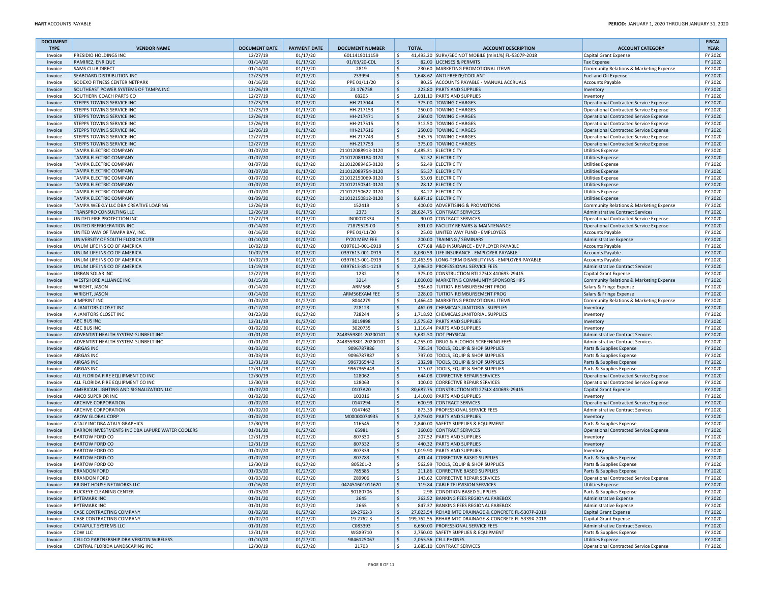| DOCUMENT TYPE | VENDOR NAME | DOCUMENT DATE | PAYMENT DATE | DOCUMENT NUMBER | TOTAL | ACCOUNT DESCRIPTION | ACCOUNT CATEGORY | FISCAL YEAR |
|---|---|---|---|---|---|---|---|---|
| Invoice | PRESIDIO HOLDINGS INC | 12/27/19 | 01/17/20 | 6011419011159 | $ 41,493.20 | SURV/SEC NOT MOBILE (min1%) FL-5307P-2018 | Capital Grant Expense | FY 2020 |
| Invoice | RAMIREZ, ENRIQUE | 01/14/20 | 01/17/20 | 01/03/20-CDL | $ 82.00 | LICENSES & PERMITS | Tax Expense | FY 2020 |
| Invoice | SAMS CLUB DIRECT | 01/14/20 | 01/17/20 | 2819 | $ 230.60 | MARKETING PROMOTIONAL ITEMS | Community Relations & Marketing Expense | FY 2020 |
| Invoice | SEABOARD DISTRIBUTION INC | 12/23/19 | 01/17/20 | 233994 | $ 1,648.62 | ANTI FREEZE/COOLANT | Fuel and Oil Expense | FY 2020 |
| Invoice | SODEXO FITNESS CENTER NETPARK | 01/16/20 | 01/17/20 | PPE 01/11/20 | $ 80.25 | ACCOUNTS PAYABLE - MANUAL ACCRUALS | Accounts Payable | FY 2020 |
| Invoice | SOUTHEAST POWER SYSTEMS OF TAMPA INC | 12/26/19 | 01/17/20 | 23 176758 | $ 223.80 | PARTS AND SUPPLIES | Inventory | FY 2020 |
| Invoice | SOUTHERN COACH PARTS CO | 12/27/19 | 01/17/20 | 68205 | $ 2,031.10 | PARTS AND SUPPLIES | Inventory | FY 2020 |
| Invoice | STEPPS TOWING SERVICE INC | 12/23/19 | 01/17/20 | HH-217044 | $ 375.00 | TOWING CHARGES | Operational Contracted Service Expense | FY 2020 |
| Invoice | STEPPS TOWING SERVICE INC | 12/23/19 | 01/17/20 | HH-217153 | $ 250.00 | TOWING CHARGES | Operational Contracted Service Expense | FY 2020 |
| Invoice | STEPPS TOWING SERVICE INC | 12/26/19 | 01/17/20 | HH-217471 | $ 250.00 | TOWING CHARGES | Operational Contracted Service Expense | FY 2020 |
| Invoice | STEPPS TOWING SERVICE INC | 12/26/19 | 01/17/20 | HH-217515 | $ 312.50 | TOWING CHARGES | Operational Contracted Service Expense | FY 2020 |
| Invoice | STEPPS TOWING SERVICE INC | 12/26/19 | 01/17/20 | HH-217616 | $ 250.00 | TOWING CHARGES | Operational Contracted Service Expense | FY 2020 |
| Invoice | STEPPS TOWING SERVICE INC | 12/27/19 | 01/17/20 | HH-217743 | $ 343.75 | TOWING CHARGES | Operational Contracted Service Expense | FY 2020 |
| Invoice | STEPPS TOWING SERVICE INC | 12/27/19 | 01/17/20 | HH-217753 | $ 375.00 | TOWING CHARGES | Operational Contracted Service Expense | FY 2020 |
| Invoice | TAMPA ELECTRIC COMPANY | 01/07/20 | 01/17/20 | 211012088913-0120 | $ 4,485.31 | ELECTRICITY | Utilities Expense | FY 2020 |
| Invoice | TAMPA ELECTRIC COMPANY | 01/07/20 | 01/17/20 | 211012089184-0120 | $ 52.32 | ELECTRICITY | Utilities Expense | FY 2020 |
| Invoice | TAMPA ELECTRIC COMPANY | 01/07/20 | 01/17/20 | 211012089465-0120 | $ 52.49 | ELECTRICITY | Utilities Expense | FY 2020 |
| Invoice | TAMPA ELECTRIC COMPANY | 01/07/20 | 01/17/20 | 211012089754-0120 | $ 55.37 | ELECTRICITY | Utilities Expense | FY 2020 |
| Invoice | TAMPA ELECTRIC COMPANY | 01/07/20 | 01/17/20 | 211012150069-0120 | $ 53.03 | ELECTRICITY | Utilities Expense | FY 2020 |
| Invoice | TAMPA ELECTRIC COMPANY | 01/07/20 | 01/17/20 | 211012150341-0120 | $ 28.12 | ELECTRICITY | Utilities Expense | FY 2020 |
| Invoice | TAMPA ELECTRIC COMPANY | 01/07/20 | 01/17/20 | 211012150622-0120 | $ 34.27 | ELECTRICITY | Utilities Expense | FY 2020 |
| Invoice | TAMPA ELECTRIC COMPANY | 01/09/20 | 01/17/20 | 211012150812-0120 | $ 8,687.16 | ELECTRICITY | Utilities Expense | FY 2020 |
| Invoice | TAMPA WEEKLY LLC DBA CREATIVE LOAFING | 12/26/19 | 01/17/20 | 152419 | $ 400.00 | ADVERTISING & PROMOTIONS | Community Relations & Marketing Expense | FY 2020 |
| Invoice | TRANSPRO CONSULTING LLC | 12/26/19 | 01/17/20 | 2373 | $ 28,624.75 | CONTRACT SERVICES | Administrative Contract Services | FY 2020 |
| Invoice | UNITED FIRE PROTECTION INC | 12/27/19 | 01/17/20 | IN00070334 | $ 90.00 | CONTRACT SERVICES | Operational Contracted Service Expense | FY 2020 |
| Invoice | UNITED REFRIGERATION INC | 01/14/20 | 01/17/20 | 71879529-00 | $ 891.00 | FACILITY REPAIRS & MAINTENANCE | Operational Contracted Service Expense | FY 2020 |
| Invoice | UNITED WAY OF TAMPA BAY, INC. | 01/16/20 | 01/17/20 | PPE 01/11/20 | $ 25.00 | UNITED WAY FUND - EMPLOYEES | Accounts Payable | FY 2020 |
| Invoice | UNIVERSITY OF SOUTH FLORIDA CUTR | 01/10/20 | 01/17/20 | FY20 MEM FEE | $ 200.00 | TRAINING / SEMINARS | Administrative Expense | FY 2020 |
| Invoice | UNUM LIFE INS CO OF AMERICA | 10/02/19 | 01/17/20 | 0397613-001-0919 | $ 677.68 | A&D INSURANCE - EMPLOYER PAYABLE | Accounts Payable | FY 2020 |
| Invoice | UNUM LIFE INS CO OF AMERICA | 10/02/19 | 01/17/20 | 0397613-001-0919 | $ 8,030.59 | LIFE INSURANCE - EMPLOYER PAYABLE | Accounts Payable | FY 2020 |
| Invoice | UNUM LIFE INS CO OF AMERICA | 10/02/19 | 01/17/20 | 0397613-001-0919 | $ 22,463.95 | LONG-TERM DISABILITY INS - EMPLOYER PAYABLE | Accounts Payable | FY 2020 |
| Invoice | UNUM LIFE INS CO OF AMERICA | 11/19/19 | 01/17/20 | 0397613-851-1219 | $ 2,996.30 | PROFESSIONAL SERVICE FEES | Administrative Contract Services | FY 2020 |
| Invoice | URBAN SOLAR INC | 12/27/19 | 01/17/20 | 1232 | $ 375.00 | CONSTRUCTION BTI 275LX 410693-29415 | Capital Grant Expense | FY 2020 |
| Invoice | WESTSHORE ALLIANCE INC | 01/15/20 | 01/17/20 | 3214 | $ 1,000.00 | MARKETING COMMUNITY SPONSORSHIPS | Community Relations & Marketing Expense | FY 2020 |
| Invoice | WRIGHT, JASON | 01/14/20 | 01/17/20 | ARM56B | $ 384.60 | TUITION REIMBURSEMENT PROG | Salary & Fringe Expense | FY 2020 |
| Invoice | WRIGHT, JASON | 01/14/20 | 01/17/20 | ARM56EXAM FEE | $ 228.00 | TUITION REIMBURSEMENT PROG | Salary & Fringe Expense | FY 2020 |
| Invoice | 4IMPRINT INC | 01/02/20 | 01/27/20 | 8044279 | $ 1,466.40 | MARKETING PROMOTIONAL ITEMS | Community Relations & Marketing Expense | FY 2020 |
| Invoice | A JANITORS CLOSET INC | 01/17/20 | 01/27/20 | 728123 | $ 462.09 | CHEMICALS,JANITORIAL SUPPLIES | Inventory | FY 2020 |
| Invoice | A JANITORS CLOSET INC | 01/23/20 | 01/27/20 | 728244 | $ 1,718.92 | CHEMICALS,JANITORIAL SUPPLIES | Inventory | FY 2020 |
| Invoice | ABC BUS INC | 12/31/19 | 01/27/20 | 3019898 | $ 2,575.62 | PARTS AND SUPPLIES | Inventory | FY 2020 |
| Invoice | ABC BUS INC | 01/02/20 | 01/27/20 | 3020735 | $ 1,116.44 | PARTS AND SUPPLIES | Inventory | FY 2020 |
| Invoice | ADVENTIST HEALTH SYSTEM-SUNBELT INC | 01/01/20 | 01/27/20 | 2448559801-20200101 | $ 3,632.50 | DOT PHYSICAL | Administrative Contract Services | FY 2020 |
| Invoice | ADVENTIST HEALTH SYSTEM-SUNBELT INC | 01/01/20 | 01/27/20 | 2448559801-20200101 | $ 4,255.00 | DRUG & ALCOHOL SCREENING FEES | Administrative Contract Services | FY 2020 |
| Invoice | AIRGAS INC | 01/03/20 | 01/27/20 | 9096787886 | $ 735.34 | TOOLS, EQUIP & SHOP SUPPLIES | Parts & Supplies Expense | FY 2020 |
| Invoice | AIRGAS INC | 01/03/19 | 01/27/20 | 9096787887 | $ 797.00 | TOOLS, EQUIP & SHOP SUPPLIES | Parts & Supplies Expense | FY 2020 |
| Invoice | AIRGAS INC | 12/31/19 | 01/27/20 | 9967365442 | $ 232.98 | TOOLS, EQUIP & SHOP SUPPLIES | Parts & Supplies Expense | FY 2020 |
| Invoice | AIRGAS INC | 12/31/19 | 01/27/20 | 9967365443 | $ 113.07 | TOOLS, EQUIP & SHOP SUPPLIES | Parts & Supplies Expense | FY 2020 |
| Invoice | ALL FLORIDA FIRE EQUIPMENT CO INC | 12/30/19 | 01/27/20 | 128062 | $ 644.08 | CORRECTIVE REPAIR SERVICES | Operational Contracted Service Expense | FY 2020 |
| Invoice | ALL FLORIDA FIRE EQUIPMENT CO INC | 12/30/19 | 01/27/20 | 128063 | $ 100.00 | CORRECTIVE REPAIR SERVICES | Operational Contracted Service Expense | FY 2020 |
| Invoice | AMERICAN LIGHTING AND SIGNALIZATION LLC | 01/07/20 | 01/27/20 | 0107A20 | $ 80,687.75 | CONSTRUCTION BTI 275LX 410693-29415 | Capital Grant Expense | FY 2020 |
| Invoice | ANCO SUPERIOR INC | 01/02/20 | 01/27/20 | 103016 | $ 1,410.00 | PARTS AND SUPPLIES | Inventory | FY 2020 |
| Invoice | ARCHIVE CORPORATION | 01/02/20 | 01/27/20 | 0147294 | $ 600.99 | CONTRACT SERVICES | Operational Contracted Service Expense | FY 2020 |
| Invoice | ARCHIVE CORPORATION | 01/02/20 | 01/27/20 | 0147462 | $ 873.39 | PROFESSIONAL SERVICE FEES | Administrative Contract Services | FY 2020 |
| Invoice | AROW GLOBAL CORP | 01/02/20 | 01/27/20 | M00000074935 | $ 2,979.00 | PARTS AND SUPPLIES | Inventory | FY 2020 |
| Invoice | ATALY INC DBA ATALY GRAPHICS | 12/30/19 | 01/27/20 | 116545 | $ 2,840.00 | SAFETY SUPPLIES & EQUIPMENT | Parts & Supplies Expense | FY 2020 |
| Invoice | BARRON INVESTMENTS INC DBA LAPURE WATER COOLERS | 01/01/20 | 01/27/20 | 65981 | $ 360.00 | CONTRACT SERVICES | Operational Contracted Service Expense | FY 2020 |
| Invoice | BARTOW FORD CO | 12/31/19 | 01/27/20 | 807330 | $ 207.52 | PARTS AND SUPPLIES | Inventory | FY 2020 |
| Invoice | BARTOW FORD CO | 12/31/19 | 01/27/20 | 807332 | $ 440.32 | PARTS AND SUPPLIES | Inventory | FY 2020 |
| Invoice | BARTOW FORD CO | 01/02/20 | 01/27/20 | 807339 | $ 1,019.90 | PARTS AND SUPPLIES | Inventory | FY 2020 |
| Invoice | BARTOW FORD CO | 01/02/20 | 01/27/20 | 807783 | $ 491.44 | CORRECTIVE BASED SUPPLIES | Parts & Supplies Expense | FY 2020 |
| Invoice | BARTOW FORD CO | 12/30/19 | 01/27/20 | 805201-2 | $ 562.99 | TOOLS, EQUIP & SHOP SUPPLIES | Parts & Supplies Expense | FY 2020 |
| Invoice | BRANDON FORD | 01/03/20 | 01/27/20 | 785385 | $ 211.86 | CORRECTIVE BASED SUPPLIES | Parts & Supplies Expense | FY 2020 |
| Invoice | BRANDON FORD | 01/03/20 | 01/27/20 | Z89906 | $ 143.62 | CORRECTIVE REPAIR SERVICES | Operational Contracted Service Expense | FY 2020 |
| Invoice | BRIGHT HOUSE NETWORKS LLC | 01/16/20 | 01/27/20 | 042451601011620 | $ 119.84 | CABLE TELEVISION SERVICES | Utilities Expense | FY 2020 |
| Invoice | BUCKEYE CLEANING CENTER | 01/03/20 | 01/27/20 | 90180706 | $ 2.98 | CONDITION BASED SUPPLIES | Parts & Supplies Expense | FY 2020 |
| Invoice | BYTEMARK INC | 01/01/20 | 01/27/20 | 2645 | $ 262.52 | BANKING FEES REGIONAL FAREBOX | Administrative Expense | FY 2020 |
| Invoice | BYTEMARK INC | 01/01/20 | 01/27/20 | 2665 | $ 847.37 | BANKING FEES REGIONAL FAREBOX | Administrative Expense | FY 2020 |
| Invoice | CASE CONTRACTING COMPANY | 01/02/20 | 01/27/20 | 19-2762-3 | $ 27,023.54 | REHAB MTC DRAINAGE & CONCRETE FL-5307P-2019 | Capital Grant Expense | FY 2020 |
| Invoice | CASE CONTRACTING COMPANY | 01/02/20 | 01/27/20 | 19-2762-3 | $ 199,762.55 | REHAB MTC DRAINAGE & CONCRETE FL-5339X-2018 | Capital Grant Expense | FY 2020 |
| Invoice | CATAPULT SYSTEMS LLC | 01/01/20 | 01/27/20 | C083393 | $ 6,650.00 | PROFESSIONAL SERVICE FEES | Administrative Contract Services | FY 2020 |
| Invoice | CDW LLC | 12/31/19 | 01/27/20 | WGX9710 | $ 2,750.00 | SAFETY SUPPLIES & EQUIPMENT | Parts & Supplies Expense | FY 2020 |
| Invoice | CELLCO PARTNERSHIP DBA VERIZON WIRELESS | 01/10/20 | 01/27/20 | 9846125067 | $ 2,055.56 | CELL PHONES | Utilities Expense | FY 2020 |
| Invoice | CENTRAL FLORIDA LANDSCAPING INC | 12/30/19 | 01/27/20 | 21703 | $ 2,685.10 | CONTRACT SERVICES | Operational Contracted Service Expense | FY 2020 |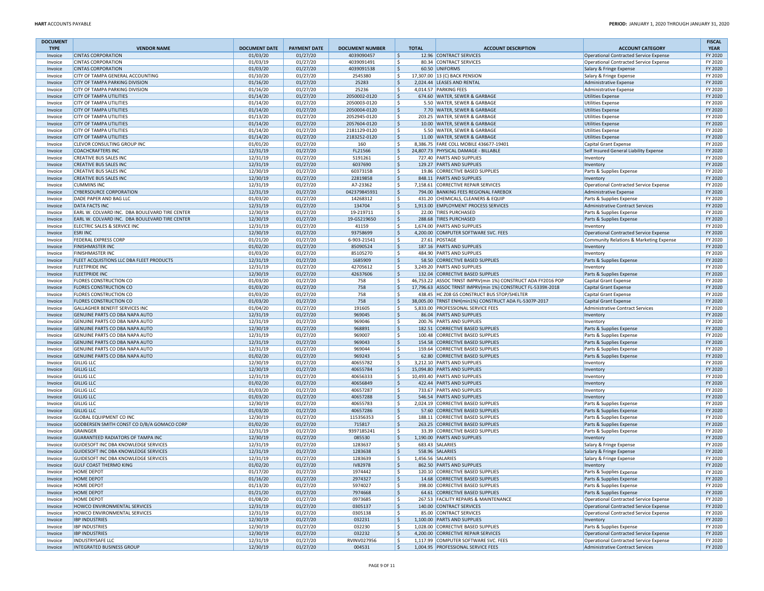| DOCUMENT TYPE | VENDOR NAME | DOCUMENT DATE | PAYMENT DATE | DOCUMENT NUMBER | TOTAL | ACCOUNT DESCRIPTION | ACCOUNT CATEGORY | FISCAL YEAR |
|---|---|---|---|---|---|---|---|---|
| Invoice | CINTAS CORPORATION | 01/03/20 | 01/27/20 | 4039090457 | $ 12.96 | CONTRACT SERVICES | Operational Contracted Service Expense | FY 2020 |
| Invoice | CINTAS CORPORATION | 01/03/19 | 01/27/20 | 4039091491 | $ 80.34 | CONTRACT SERVICES | Operational Contracted Service Expense | FY 2020 |
| Invoice | CINTAS CORPORATION | 01/03/20 | 01/27/20 | 4039091538 | $ 60.50 | UNIFORMS | Salary & Fringe Expense | FY 2020 |
| Invoice | CITY OF TAMPA GENERAL ACCOUNTING | 01/10/20 | 01/27/20 | 2545380 | $ 17,307.00 | 13 (C) BACK PENSION | Salary & Fringe Expense | FY 2020 |
| Invoice | CITY OF TAMPA PARKING DIVISION | 01/16/20 | 01/27/20 | 25283 | $ 2,024.44 | LEASES AND RENTAL | Administrative Expense | FY 2020 |
| Invoice | CITY OF TAMPA PARKING DIVISION | 01/16/20 | 01/27/20 | 25236 | $ 4,014.57 | PARKING FEES | Administrative Expense | FY 2020 |
| Invoice | CITY OF TAMPA UTILITIES | 01/14/20 | 01/27/20 | 2050002-0120 | $ 674.60 | WATER, SEWER & GARBAGE | Utilities Expense | FY 2020 |
| Invoice | CITY OF TAMPA UTILITIES | 01/14/20 | 01/27/20 | 2050003-0120 | $ 5.50 | WATER, SEWER & GARBAGE | Utilities Expense | FY 2020 |
| Invoice | CITY OF TAMPA UTILITIES | 01/14/20 | 01/27/20 | 2050004-0120 | $ 7.70 | WATER, SEWER & GARBAGE | Utilities Expense | FY 2020 |
| Invoice | CITY OF TAMPA UTILITIES | 01/13/20 | 01/27/20 | 2052945-0120 | $ 203.25 | WATER, SEWER & GARBAGE | Utilities Expense | FY 2020 |
| Invoice | CITY OF TAMPA UTILITIES | 01/14/20 | 01/27/20 | 2057604-0120 | $ 10.00 | WATER, SEWER & GARBAGE | Utilities Expense | FY 2020 |
| Invoice | CITY OF TAMPA UTILITIES | 01/14/20 | 01/27/20 | 2181129-0120 | $ 5.50 | WATER, SEWER & GARBAGE | Utilities Expense | FY 2020 |
| Invoice | CITY OF TAMPA UTILITIES | 01/14/20 | 01/27/20 | 2183252-0120 | $ 11.00 | WATER, SEWER & GARBAGE | Utilities Expense | FY 2020 |
| Invoice | CLEVOR CONSULTING GROUP INC | 01/01/20 | 01/27/20 | 160 | $ 8,386.75 | FARE COLL MOBILE 436677-19401 | Capital Grant Expense | FY 2020 |
| Invoice | COACHCRAFTERS INC | 12/31/19 | 01/27/20 | FL21566 | $ 24,807.73 | PHYSICAL DAMAGE - BILLABLE | Self Insured General Liability Expense | FY 2020 |
| Invoice | CREATIVE BUS SALES INC | 12/31/19 | 01/27/20 | 5191261 | $ 727.40 | PARTS AND SUPPLIES | Inventory | FY 2020 |
| Invoice | CREATIVE BUS SALES INC | 12/31/19 | 01/27/20 | 6037690 | $ 129.27 | PARTS AND SUPPLIES | Inventory | FY 2020 |
| Invoice | CREATIVE BUS SALES INC | 12/30/19 | 01/27/20 | 60373158 | $ 19.86 | CORRECTIVE BASED SUPPLIES | Parts & Supplies Expense | FY 2020 |
| Invoice | CREATIVE BUS SALES INC | 12/30/19 | 01/27/20 | 22819858 | $ 848.11 | PARTS AND SUPPLIES | Inventory | FY 2020 |
| Invoice | CUMMINS INC | 12/31/19 | 01/27/20 | A7-23362 | $ 7,158.61 | CORRECTIVE REPAIR SERVICES | Operational Contracted Service Expense | FY 2020 |
| Invoice | CYBERSOURCE CORPORATION | 12/31/19 | 01/27/20 | 042379845931 | $ 794.00 | BANKING FEES REGIONAL FAREBOX | Administrative Expense | FY 2020 |
| Invoice | DADE PAPER AND BAG LLC | 01/03/20 | 01/27/20 | 14268312 | $ 431.20 | CHEMICALS, CLEANERS & EQUIP | Parts & Supplies Expense | FY 2020 |
| Invoice | DATA FACTS INC | 12/31/19 | 01/27/20 | 134704 | $ 1,913.00 | EMPLOYMENT PROCESS SERVICES | Administrative Contract Services | FY 2020 |
| Invoice | EARL W. COLVARD INC. DBA BOULEVARD TIRE CENTER | 12/30/19 | 01/27/20 | 19-219711 | $ 22.00 | TIRES PURCHASED | Parts & Supplies Expense | FY 2020 |
| Invoice | EARL W. COLVARD INC. DBA BOULEVARD TIRE CENTER | 12/30/19 | 01/27/20 | 19-GS219650 | $ 288.68 | TIRES PURCHASED | Parts & Supplies Expense | FY 2020 |
| Invoice | ELECTRIC SALES & SERVICE INC | 12/31/19 | 01/27/20 | 41159 | $ 1,674.00 | PARTS AND SUPPLIES | Inventory | FY 2020 |
| Invoice | ESRI INC | 12/30/19 | 01/27/20 | 93758699 | $ 4,200.00 | COMPUTER SOFTWARE SVC. FEES | Operational Contracted Service Expense | FY 2020 |
| Invoice | FEDERAL EXPRESS CORP | 01/21/20 | 01/27/20 | 6-903-21541 | $ 27.61 | POSTAGE | Community Relations & Marketing Expense | FY 2020 |
| Invoice | FINISHMASTER INC | 01/02/20 | 01/27/20 | 85090524 | $ 187.16 | PARTS AND SUPPLIES | Inventory | FY 2020 |
| Invoice | FINISHMASTER INC | 01/03/20 | 01/27/20 | 85105270 | $ 484.90 | PARTS AND SUPPLIES | Inventory | FY 2020 |
| Invoice | FLEET ACQUISTIONS LLC DBA FLEET PRODUCTS | 12/31/19 | 01/27/20 | 1685909 | $ 58.50 | CORRECTIVE BASED SUPPLIES | Parts & Supplies Expense | FY 2020 |
| Invoice | FLEETPRIDE INC | 12/31/19 | 01/27/20 | 42705612 | $ 3,249.20 | PARTS AND SUPPLIES | Inventory | FY 2020 |
| Invoice | FLEETPRIDE INC | 12/30/19 | 01/27/20 | 42637606 | $ 132.04 | CORRECTIVE BASED SUPPLIES | Parts & Supplies Expense | FY 2020 |
| Invoice | FLORES CONSTRUCTION CO | 01/03/20 | 01/27/20 | 758 | $ 46,753.22 | ASSOC TRNST IMPRV(min 1%) CONSTRUCT ADA FY2016 POP | Capital Grant Expense | FY 2020 |
| Invoice | FLORES CONSTRUCTION CO | 01/03/20 | 01/27/20 | 758 | $ 17,796.63 | ASSOC TRNST IMPRV(min 1%) CONSTRUCT FL-5339X-2018 | Capital Grant Expense | FY 2020 |
| Invoice | FLORES CONSTRUCTION CO | 01/03/20 | 01/27/20 | 758 | $ 438.45 | HC Z08 GS CONSTRUCT BUS STOP/SHELTER | Capital Grant Expense | FY 2020 |
| Invoice | FLORES CONSTRUCTION CO | 01/03/20 | 01/27/20 | 758 | $ 38,005.00 | TRNST ENH(min1%) CONSTRUCT ADA FL-5307P-2017 | Capital Grant Expense | FY 2020 |
| Invoice | GALLAGHER BENEFIT SERVICES INC | 01/04/20 | 01/27/20 | 191605 | $ 5,833.00 | PROFESSIONAL SERVICE FEES | Administrative Contract Services | FY 2020 |
| Invoice | GENUINE PARTS CO DBA NAPA AUTO | 12/31/19 | 01/27/20 | 969045 | $ 86.04 | PARTS AND SUPPLIES | Inventory | FY 2020 |
| Invoice | GENUINE PARTS CO DBA NAPA AUTO | 12/31/19 | 01/27/20 | 969046 | $ 200.76 | PARTS AND SUPPLIES | Inventory | FY 2020 |
| Invoice | GENUINE PARTS CO DBA NAPA AUTO | 12/30/19 | 01/27/20 | 968891 | $ 182.51 | CORRECTIVE BASED SUPPLIES | Parts & Supplies Expense | FY 2020 |
| Invoice | GENUINE PARTS CO DBA NAPA AUTO | 12/31/19 | 01/27/20 | 969007 | $ 100.48 | CORRECTIVE BASED SUPPLIES | Parts & Supplies Expense | FY 2020 |
| Invoice | GENUINE PARTS CO DBA NAPA AUTO | 12/31/19 | 01/27/20 | 969043 | $ 154.58 | CORRECTIVE BASED SUPPLIES | Parts & Supplies Expense | FY 2020 |
| Invoice | GENUINE PARTS CO DBA NAPA AUTO | 12/31/19 | 01/27/20 | 969044 | $ 159.64 | CORRECTIVE BASED SUPPLIES | Parts & Supplies Expense | FY 2020 |
| Invoice | GENUINE PARTS CO DBA NAPA AUTO | 01/02/20 | 01/27/20 | 969243 | $ 62.80 | CORRECTIVE BASED SUPPLIES | Parts & Supplies Expense | FY 2020 |
| Invoice | GILLIG LLC | 12/30/19 | 01/27/20 | 40655782 | $ 3,212.10 | PARTS AND SUPPLIES | Inventory | FY 2020 |
| Invoice | GILLIG LLC | 12/30/19 | 01/27/20 | 40655784 | $ 15,094.80 | PARTS AND SUPPLIES | Inventory | FY 2020 |
| Invoice | GILLIG LLC | 12/31/19 | 01/27/20 | 40656333 | $ 10,493.40 | PARTS AND SUPPLIES | Inventory | FY 2020 |
| Invoice | GILLIG LLC | 01/02/20 | 01/27/20 | 40656849 | $ 422.44 | PARTS AND SUPPLIES | Inventory | FY 2020 |
| Invoice | GILLIG LLC | 01/03/20 | 01/27/20 | 40657287 | $ 733.67 | PARTS AND SUPPLIES | Inventory | FY 2020 |
| Invoice | GILLIG LLC | 01/03/20 | 01/27/20 | 40657288 | $ 546.54 | PARTS AND SUPPLIES | Inventory | FY 2020 |
| Invoice | GILLIG LLC | 12/30/19 | 01/27/20 | 40655783 | $ 2,024.19 | CORRECTIVE BASED SUPPLIES | Parts & Supplies Expense | FY 2020 |
| Invoice | GILLIG LLC | 01/03/20 | 01/27/20 | 40657286 | $ 57.60 | CORRECTIVE BASED SUPPLIES | Parts & Supplies Expense | FY 2020 |
| Invoice | GLOBAL EQUIPMENT CO INC | 12/30/19 | 01/27/20 | 115356353 | $ 188.11 | CORRECTIVE BASED SUPPLIES | Parts & Supplies Expense | FY 2020 |
| Invoice | GODBERSEN SMITH CONST CO D/B/A GOMACO CORP | 01/02/20 | 01/27/20 | 715817 | $ 263.25 | CORRECTIVE BASED SUPPLIES | Parts & Supplies Expense | FY 2020 |
| Invoice | GRAINGER | 12/31/19 | 01/27/20 | 9397185241 | $ 33.39 | CORRECTIVE BASED SUPPLIES | Parts & Supplies Expense | FY 2020 |
| Invoice | GUARANTEED RADIATORS OF TAMPA INC | 12/30/19 | 01/27/20 | 085530 | $ 1,190.00 | PARTS AND SUPPLIES | Inventory | FY 2020 |
| Invoice | GUIDESOFT INC DBA KNOWLEDGE SERVICES | 12/31/19 | 01/27/20 | 1283637 | $ 683.43 | SALARIES | Salary & Fringe Expense | FY 2020 |
| Invoice | GUIDESOFT INC DBA KNOWLEDGE SERVICES | 12/31/19 | 01/27/20 | 1283638 | $ 558.96 | SALARIES | Salary & Fringe Expense | FY 2020 |
| Invoice | GUIDESOFT INC DBA KNOWLEDGE SERVICES | 12/31/19 | 01/27/20 | 1283639 | $ 1,456.56 | SALARIES | Salary & Fringe Expense | FY 2020 |
| Invoice | GULF COAST THERMO KING | 01/02/20 | 01/27/20 | IV82978 | $ 862.50 | PARTS AND SUPPLIES | Inventory | FY 2020 |
| Invoice | HOME DEPOT | 01/17/20 | 01/27/20 | 1974442 | $ 120.10 | CORRECTIVE BASED SUPPLIES | Parts & Supplies Expense | FY 2020 |
| Invoice | HOME DEPOT | 01/16/20 | 01/27/20 | 2974327 | $ 14.68 | CORRECTIVE BASED SUPPLIES | Parts & Supplies Expense | FY 2020 |
| Invoice | HOME DEPOT | 01/13/20 | 01/27/20 | 5974027 | $ 398.00 | CORRECTIVE BASED SUPPLIES | Parts & Supplies Expense | FY 2020 |
| Invoice | HOME DEPOT | 01/21/20 | 01/27/20 | 7974668 | $ 64.61 | CORRECTIVE BASED SUPPLIES | Parts & Supplies Expense | FY 2020 |
| Invoice | HOME DEPOT | 01/08/20 | 01/27/20 | 0973685 | $ 267.53 | FACILITY REPAIRS & MAINTENANCE | Operational Contracted Service Expense | FY 2020 |
| Invoice | HOWCO ENVIRONMENTAL SERVICES | 12/31/19 | 01/27/20 | 0305137 | $ 140.00 | CONTRACT SERVICES | Operational Contracted Service Expense | FY 2020 |
| Invoice | HOWCO ENVIRONMENTAL SERVICES | 12/31/19 | 01/27/20 | 0305138 | $ 85.00 | CONTRACT SERVICES | Operational Contracted Service Expense | FY 2020 |
| Invoice | IBP INDUSTRIES | 12/30/19 | 01/27/20 | 032231 | $ 1,100.00 | PARTS AND SUPPLIES | Inventory | FY 2020 |
| Invoice | IBP INDUSTRIES | 12/30/19 | 01/27/20 | 032230 | $ 1,028.00 | CORRECTIVE BASED SUPPLIES | Parts & Supplies Expense | FY 2020 |
| Invoice | IBP INDUSTRIES | 12/30/19 | 01/27/20 | 032232 | $ 4,200.00 | CORRECTIVE REPAIR SERVICES | Operational Contracted Service Expense | FY 2020 |
| Invoice | INDUSTRYSAFE LLC | 12/31/19 | 01/27/20 | RVINV027956 | $ 1,117.99 | COMPUTER SOFTWARE SVC. FEES | Operational Contracted Service Expense | FY 2020 |
| Invoice | INTEGRATED BUSINESS GROUP | 12/30/19 | 01/27/20 | 004531 | $ 1,004.95 | PROFESSIONAL SERVICE FEES | Administrative Contract Services | FY 2020 |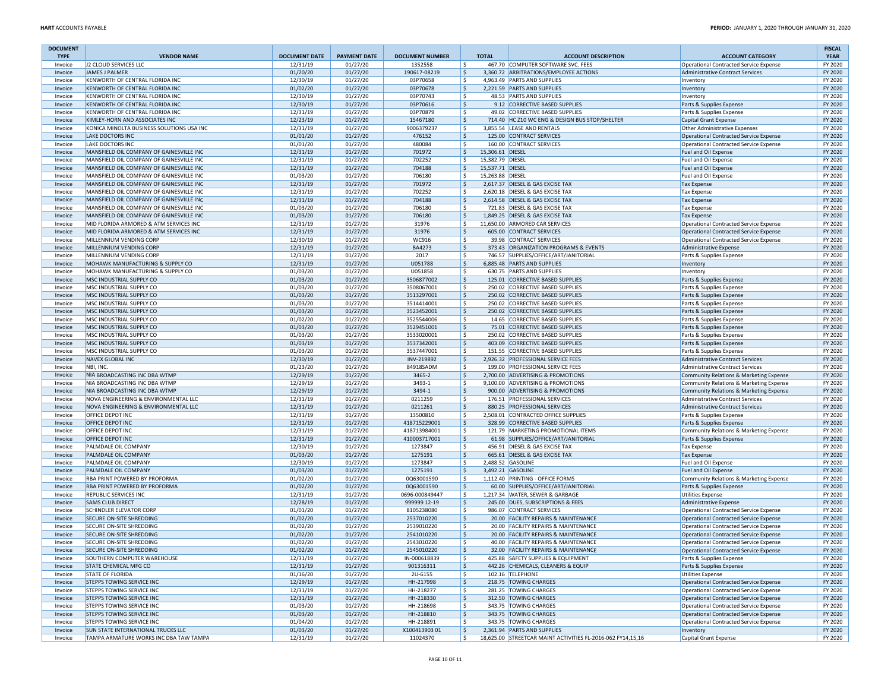| DOCUMENT TYPE | VENDOR NAME | DOCUMENT DATE | PAYMENT DATE | DOCUMENT NUMBER | TOTAL | ACCOUNT DESCRIPTION | ACCOUNT CATEGORY | FISCAL YEAR |
|---|---|---|---|---|---|---|---|---|
| Invoice | J2 CLOUD SERVICES LLC | 12/31/19 | 01/27/20 | 1352558 | $ 467.70 | COMPUTER SOFTWARE SVC. FEES | Operational Contracted Service Expense | FY 2020 |
| Invoice | JAMES J PALMER | 01/20/20 | 01/27/20 | 190617-08219 | $ 3,360.72 | ARBITRATIONS/EMPLOYEE ACTIONS | Administrative Contract Services | FY 2020 |
| Invoice | KENWORTH OF CENTRAL FLORIDA INC | 12/30/19 | 01/27/20 | 03P70658 | $ 4,963.49 | PARTS AND SUPPLIES | Inventory | FY 2020 |
| Invoice | KENWORTH OF CENTRAL FLORIDA INC | 01/02/20 | 01/27/20 | 03P70678 | $ 2,221.59 | PARTS AND SUPPLIES | Inventory | FY 2020 |
| Invoice | KENWORTH OF CENTRAL FLORIDA INC | 12/30/19 | 01/27/20 | 03P70743 | $ 48.53 | PARTS AND SUPPLIES | Inventory | FY 2020 |
| Invoice | KENWORTH OF CENTRAL FLORIDA INC | 12/30/19 | 01/27/20 | 03P70616 | $ 9.12 | CORRECTIVE BASED SUPPLIES | Parts & Supplies Expense | FY 2020 |
| Invoice | KENWORTH OF CENTRAL FLORIDA INC | 12/31/19 | 01/27/20 | 03P70879 | $ 49.02 | CORRECTIVE BASED SUPPLIES | Parts & Supplies Expense | FY 2020 |
| Invoice | KIMLEY-HORN AND ASSOCIATES INC | 12/23/19 | 01/27/20 | 15467180 | $ 714.40 | HC Z10 WC ENG & DESIGN BUS STOP/SHELTER | Capital Grant Expense | FY 2020 |
| Invoice | KONICA MINOLTA BUSINESS SOLUTIONS USA INC | 12/31/19 | 01/27/20 | 9006379237 | $ 3,855.54 | LEASE AND RENTALS | Other Administrative Expenses | FY 2020 |
| Invoice | LAKE DOCTORS INC | 01/01/20 | 01/27/20 | 476152 | $ 125.00 | CONTRACT SERVICES | Operational Contracted Service Expense | FY 2020 |
| Invoice | LAKE DOCTORS INC | 01/01/20 | 01/27/20 | 480084 | $ 160.00 | CONTRACT SERVICES | Operational Contracted Service Expense | FY 2020 |
| Invoice | MANSFIELD OIL COMPANY OF GAINESVILLE INC | 12/31/19 | 01/27/20 | 701972 | $ 15,306.61 | DIESEL | Fuel and Oil Expense | FY 2020 |
| Invoice | MANSFIELD OIL COMPANY OF GAINESVILLE INC | 12/31/19 | 01/27/20 | 702252 | $ 15,382.79 | DIESEL | Fuel and Oil Expense | FY 2020 |
| Invoice | MANSFIELD OIL COMPANY OF GAINESVILLE INC | 12/31/19 | 01/27/20 | 704188 | $ 15,537.71 | DIESEL | Fuel and Oil Expense | FY 2020 |
| Invoice | MANSFIELD OIL COMPANY OF GAINESVILLE INC | 01/03/20 | 01/27/20 | 706180 | $ 15,263.88 | DIESEL | Fuel and Oil Expense | FY 2020 |
| Invoice | MANSFIELD OIL COMPANY OF GAINESVILLE INC | 12/31/19 | 01/27/20 | 701972 | $ 2,617.37 | DIESEL & GAS EXCISE TAX | Tax Expense | FY 2020 |
| Invoice | MANSFIELD OIL COMPANY OF GAINESVILLE INC | 12/31/19 | 01/27/20 | 702252 | $ 2,620.18 | DIESEL & GAS EXCISE TAX | Tax Expense | FY 2020 |
| Invoice | MANSFIELD OIL COMPANY OF GAINESVILLE INC | 12/31/19 | 01/27/20 | 704188 | $ 2,614.58 | DIESEL & GAS EXCISE TAX | Tax Expense | FY 2020 |
| Invoice | MANSFIELD OIL COMPANY OF GAINESVILLE INC | 01/03/20 | 01/27/20 | 706180 | $ 721.83 | DIESEL & GAS EXCISE TAX | Tax Expense | FY 2020 |
| Invoice | MANSFIELD OIL COMPANY OF GAINESVILLE INC | 01/03/20 | 01/27/20 | 706180 | $ 1,849.25 | DIESEL & GAS EXCISE TAX | Tax Expense | FY 2020 |
| Invoice | MID FLORIDA ARMORED & ATM SERVICES INC | 12/31/19 | 01/27/20 | 31976 | $ 11,650.00 | ARMORED CAR SERVICES | Operational Contracted Service Expense | FY 2020 |
| Invoice | MID FLORIDA ARMORED & ATM SERVICES INC | 12/31/19 | 01/27/20 | 31976 | $ 605.00 | CONTRACT SERVICES | Operational Contracted Service Expense | FY 2020 |
| Invoice | MILLENNIUM VENDING CORP | 12/30/19 | 01/27/20 | WC916 | $ 39.98 | CONTRACT SERVICES | Operational Contracted Service Expense | FY 2020 |
| Invoice | MILLENNIUM VENDING CORP | 12/31/19 | 01/27/20 | BA4273 | $ 373.43 | ORGANIZATION PROGRAMS & EVENTS | Administrative Expense | FY 2020 |
| Invoice | MILLENNIUM VENDING CORP | 12/31/19 | 01/27/20 | 2017 | $ 746.57 | SUPPLIES/OFFICE/ART/JANITORIAL | Parts & Supplies Expense | FY 2020 |
| Invoice | MOHAWK MANUFACTURING & SUPPLY CO | 12/31/19 | 01/27/20 | U051788 | $ 6,885.48 | PARTS AND SUPPLIES | Inventory | FY 2020 |
| Invoice | MOHAWK MANUFACTURING & SUPPLY CO | 01/03/20 | 01/27/20 | U051858 | $ 630.75 | PARTS AND SUPPLIES | Inventory | FY 2020 |
| Invoice | MSC INDUSTRIAL SUPPLY CO | 01/03/20 | 01/27/20 | 3506877002 | $ 125.01 | CORRECTIVE BASED SUPPLIES | Parts & Supplies Expense | FY 2020 |
| Invoice | MSC INDUSTRIAL SUPPLY CO | 01/03/20 | 01/27/20 | 3508067001 | $ 250.02 | CORRECTIVE BASED SUPPLIES | Parts & Supplies Expense | FY 2020 |
| Invoice | MSC INDUSTRIAL SUPPLY CO | 01/03/20 | 01/27/20 | 3513297001 | $ 250.02 | CORRECTIVE BASED SUPPLIES | Parts & Supplies Expense | FY 2020 |
| Invoice | MSC INDUSTRIAL SUPPLY CO | 01/03/20 | 01/27/20 | 3514414001 | $ 250.02 | CORRECTIVE BASED SUPPLIES | Parts & Supplies Expense | FY 2020 |
| Invoice | MSC INDUSTRIAL SUPPLY CO | 01/03/20 | 01/27/20 | 3523452001 | $ 250.02 | CORRECTIVE BASED SUPPLIES | Parts & Supplies Expense | FY 2020 |
| Invoice | MSC INDUSTRIAL SUPPLY CO | 01/02/20 | 01/27/20 | 3525544006 | $ 14.65 | CORRECTIVE BASED SUPPLIES | Parts & Supplies Expense | FY 2020 |
| Invoice | MSC INDUSTRIAL SUPPLY CO | 01/03/20 | 01/27/20 | 3529451001 | $ 75.01 | CORRECTIVE BASED SUPPLIES | Parts & Supplies Expense | FY 2020 |
| Invoice | MSC INDUSTRIAL SUPPLY CO | 01/03/20 | 01/27/20 | 3533020001 | $ 250.02 | CORRECTIVE BASED SUPPLIES | Parts & Supplies Expense | FY 2020 |
| Invoice | MSC INDUSTRIAL SUPPLY CO | 01/03/19 | 01/27/20 | 3537342001 | $ 403.09 | CORRECTIVE BASED SUPPLIES | Parts & Supplies Expense | FY 2020 |
| Invoice | MSC INDUSTRIAL SUPPLY CO | 01/03/20 | 01/27/20 | 3537447001 | $ 151.55 | CORRECTIVE BASED SUPPLIES | Parts & Supplies Expense | FY 2020 |
| Invoice | NAVEX GLOBAL INC | 12/30/19 | 01/27/20 | INV-219892 | $ 2,926.32 | PROFESSIONAL SERVICE FEES | Administrative Contract Services | FY 2020 |
| Invoice | NBI, INC. | 01/23/20 | 01/27/20 | 84918SADM | $ 199.00 | PROFESSIONAL SERVICE FEES | Administrative Contract Services | FY 2020 |
| Invoice | NIA BROADCASTING INC DBA WTMP | 12/29/19 | 01/27/20 | 3465-2 | $ 2,700.00 | ADVERTISING & PROMOTIONS | Community Relations & Marketing Expense | FY 2020 |
| Invoice | NIA BROADCASTING INC DBA WTMP | 12/29/19 | 01/27/20 | 3493-1 | $ 9,100.00 | ADVERTISING & PROMOTIONS | Community Relations & Marketing Expense | FY 2020 |
| Invoice | NIA BROADCASTING INC DBA WTMP | 12/29/19 | 01/27/20 | 3494-1 | $ 900.00 | ADVERTISING & PROMOTIONS | Community Relations & Marketing Expense | FY 2020 |
| Invoice | NOVA ENGINEERING & ENVIRONMENTAL LLC | 12/31/19 | 01/27/20 | 0211259 | $ 176.51 | PROFESSIONAL SERVICES | Administrative Contract Services | FY 2020 |
| Invoice | NOVA ENGINEERING & ENVIRONMENTAL LLC | 12/31/19 | 01/27/20 | 0211261 | $ 880.25 | PROFESSIONAL SERVICES | Administrative Contract Services | FY 2020 |
| Invoice | OFFICE DEPOT INC | 12/31/19 | 01/27/20 | 13500810 | $ 2,508.01 | CONTRACTED OFFICE SUPPLIES | Parts & Supplies Expense | FY 2020 |
| Invoice | OFFICE DEPOT INC | 12/31/19 | 01/27/20 | 418715229001 | $ 328.99 | CORRECTIVE BASED SUPPLIES | Parts & Supplies Expense | FY 2020 |
| Invoice | OFFICE DEPOT INC | 12/31/19 | 01/27/20 | 418713984001 | $ 121.79 | MARKETING PROMOTIONAL ITEMS | Community Relations & Marketing Expense | FY 2020 |
| Invoice | OFFICE DEPOT INC | 12/31/19 | 01/27/20 | 410003717001 | $ 61.98 | SUPPLIES/OFFICE/ART/JANITORIAL | Parts & Supplies Expense | FY 2020 |
| Invoice | PALMDALE OIL COMPANY | 12/30/19 | 01/27/20 | 1273847 | $ 456.91 | DIESEL & GAS EXCISE TAX | Tax Expense | FY 2020 |
| Invoice | PALMDALE OIL COMPANY | 01/03/20 | 01/27/20 | 1275191 | $ 665.61 | DIESEL & GAS EXCISE TAX | Tax Expense | FY 2020 |
| Invoice | PALMDALE OIL COMPANY | 12/30/19 | 01/27/20 | 1273847 | $ 2,488.52 | GASOLINE | Fuel and Oil Expense | FY 2020 |
| Invoice | PALMDALE OIL COMPANY | 01/03/20 | 01/27/20 | 1275191 | $ 3,492.21 | GASOLINE | Fuel and Oil Expense | FY 2020 |
| Invoice | RBA PRINT POWERED BY PROFORMA | 01/02/20 | 01/27/20 | 0Q63001590 | $ 1,112.40 | PRINTING - OFFICE FORMS | Community Relations & Marketing Expense | FY 2020 |
| Invoice | RBA PRINT POWERED BY PROFORMA | 01/02/20 | 01/27/20 | 0Q63001590 | $ 60.00 | SUPPLIES/OFFICE/ART/JANITORIAL | Parts & Supplies Expense | FY 2020 |
| Invoice | REPUBLIC SERVICES INC | 12/31/19 | 01/27/20 | 0696-000849447 | $ 1,217.34 | WATER, SEWER & GARBAGE | Utilities Expense | FY 2020 |
| Invoice | SAMS CLUB DIRECT | 12/28/19 | 01/27/20 | 999999 12-19 | $ 245.00 | DUES, SUBSCRIPTIONS & FEES | Administrative Expense | FY 2020 |
| Invoice | SCHINDLER ELEVATOR CORP | 01/01/20 | 01/27/20 | 8105238080 | $ 986.07 | CONTRACT SERVICES | Operational Contracted Service Expense | FY 2020 |
| Invoice | SECURE ON-SITE SHREDDING | 01/02/20 | 01/27/20 | 2537010220 | $ 20.00 | FACILITY REPAIRS & MAINTENANCE | Operational Contracted Service Expense | FY 2020 |
| Invoice | SECURE ON-SITE SHREDDING | 01/02/20 | 01/27/20 | 2539010220 | $ 20.00 | FACILITY REPAIRS & MAINTENANCE | Operational Contracted Service Expense | FY 2020 |
| Invoice | SECURE ON-SITE SHREDDING | 01/02/20 | 01/27/20 | 2541010220 | $ 20.00 | FACILITY REPAIRS & MAINTENANCE | Operational Contracted Service Expense | FY 2020 |
| Invoice | SECURE ON-SITE SHREDDING | 01/02/20 | 01/27/20 | 2543010220 | $ 40.00 | FACILITY REPAIRS & MAINTENANCE | Operational Contracted Service Expense | FY 2020 |
| Invoice | SECURE ON-SITE SHREDDING | 01/02/20 | 01/27/20 | 2545010220 | $ 32.00 | FACILITY REPAIRS & MAINTENANCE | Operational Contracted Service Expense | FY 2020 |
| Invoice | SOUTHERN COMPUTER WAREHOUSE | 12/31/19 | 01/27/20 | IN-000618839 | $ 425.88 | SAFETY SUPPLIES & EQUIPMENT | Parts & Supplies Expense | FY 2020 |
| Invoice | STATE CHEMICAL MFG CO | 12/31/19 | 01/27/20 | 901316311 | $ 442.26 | CHEMICALS, CLEANERS & EQUIP | Parts & Supplies Expense | FY 2020 |
| Invoice | STATE OF FLORIDA | 01/16/20 | 01/27/20 | 2U-6155 | $ 102.16 | TELEPHONE | Utilities Expense | FY 2020 |
| Invoice | STEPPS TOWING SERVICE INC | 12/29/19 | 01/27/20 | HH-217998 | $ 218.75 | TOWING CHARGES | Operational Contracted Service Expense | FY 2020 |
| Invoice | STEPPS TOWING SERVICE INC | 12/31/19 | 01/27/20 | HH-218277 | $ 281.25 | TOWING CHARGES | Operational Contracted Service Expense | FY 2020 |
| Invoice | STEPPS TOWING SERVICE INC | 12/31/19 | 01/27/20 | HH-218330 | $ 312.50 | TOWING CHARGES | Operational Contracted Service Expense | FY 2020 |
| Invoice | STEPPS TOWING SERVICE INC | 01/03/20 | 01/27/20 | HH-218698 | $ 343.75 | TOWING CHARGES | Operational Contracted Service Expense | FY 2020 |
| Invoice | STEPPS TOWING SERVICE INC | 01/03/20 | 01/27/20 | HH-218810 | $ 343.75 | TOWING CHARGES | Operational Contracted Service Expense | FY 2020 |
| Invoice | STEPPS TOWING SERVICE INC | 01/04/20 | 01/27/20 | HH-218891 | $ 343.75 | TOWING CHARGES | Operational Contracted Service Expense | FY 2020 |
| Invoice | SUN STATE INTERNATIONAL TRUCKS LLC | 01/03/20 | 01/27/20 | X100413903 01 | $ 2,361.94 | PARTS AND SUPPLIES | Inventory | FY 2020 |
| Invoice | TAMPA ARMATURE WORKS INC DBA TAW TAMPA | 12/31/19 | 01/27/20 | 11024370 | $ 18,625.00 | STREETCAR MAINT ACTIVITIES FL-2016-062 FY14,15,16 | Capital Grant Expense | FY 2020 |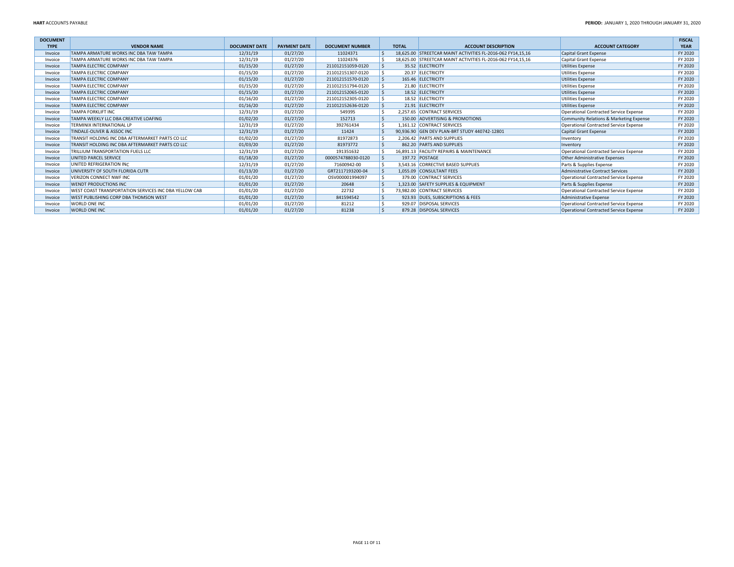| DOCUMENT TYPE | VENDOR NAME | DOCUMENT DATE | PAYMENT DATE | DOCUMENT NUMBER | TOTAL | ACCOUNT DESCRIPTION | ACCOUNT CATEGORY | FISCAL YEAR |
|---|---|---|---|---|---|---|---|---|
| Invoice | TAMPA ARMATURE WORKS INC DBA TAW TAMPA | 12/31/19 | 01/27/20 | 11024371 | $ 18,625.00 | STREETCAR MAINT ACTIVITIES FL-2016-062 FY14,15,16 | Capital Grant Expense | FY 2020 |
| Invoice | TAMPA ARMATURE WORKS INC DBA TAW TAMPA | 12/31/19 | 01/27/20 | 11024376 | $ 18,625.00 | STREETCAR MAINT ACTIVITIES FL-2016-062 FY14,15,16 | Capital Grant Expense | FY 2020 |
| Invoice | TAMPA ELECTRIC COMPANY | 01/15/20 | 01/27/20 | 211012151059-0120 | $ 35.52 | ELECTRICITY | Utilities Expense | FY 2020 |
| Invoice | TAMPA ELECTRIC COMPANY | 01/15/20 | 01/27/20 | 211012151307-0120 | $ 20.37 | ELECTRICITY | Utilities Expense | FY 2020 |
| Invoice | TAMPA ELECTRIC COMPANY | 01/15/20 | 01/27/20 | 211012151570-0120 | $ 165.46 | ELECTRICITY | Utilities Expense | FY 2020 |
| Invoice | TAMPA ELECTRIC COMPANY | 01/15/20 | 01/27/20 | 211012151794-0120 | $ 21.80 | ELECTRICITY | Utilities Expense | FY 2020 |
| Invoice | TAMPA ELECTRIC COMPANY | 01/15/20 | 01/27/20 | 211012152065-0120 | $ 18.52 | ELECTRICITY | Utilities Expense | FY 2020 |
| Invoice | TAMPA ELECTRIC COMPANY | 01/16/20 | 01/27/20 | 211012152305-0120 | $ 18.52 | ELECTRICITY | Utilities Expense | FY 2020 |
| Invoice | TAMPA ELECTRIC COMPANY | 01/16/20 | 01/27/20 | 211012152636-0120 | $ 21.91 | ELECTRICITY | Utilities Expense | FY 2020 |
| Invoice | TAMPA FORKLIFT INC | 12/31/19 | 01/27/20 | 549395 | $ 2,257.65 | CONTRACT SERVICES | Operational Contracted Service Expense | FY 2020 |
| Invoice | TAMPA WEEKLY LLC DBA CREATIVE LOAFING | 01/02/20 | 01/27/20 | 152713 | $ 150.00 | ADVERTISING & PROMOTIONS | Community Relations & Marketing Expense | FY 2020 |
| Invoice | TERMINIX INTERNATIONAL LP | 12/31/19 | 01/27/20 | 392761434 | $ 1,161.12 | CONTRACT SERVICES | Operational Contracted Service Expense | FY 2020 |
| Invoice | TINDALE-OLIVER & ASSOC INC | 12/31/19 | 01/27/20 | 11424 | $ 90,936.90 | GEN DEV PLAN-BRT STUDY 440742-12801 | Capital Grant Expense | FY 2020 |
| Invoice | TRANSIT HOLDING INC DBA AFTERMARKET PARTS CO LLC | 01/02/20 | 01/27/20 | 81972873 | $ 2,206.42 | PARTS AND SUPPLIES | Inventory | FY 2020 |
| Invoice | TRANSIT HOLDING INC DBA AFTERMARKET PARTS CO LLC | 01/03/20 | 01/27/20 | 81973772 | $ 862.20 | PARTS AND SUPPLIES | Inventory | FY 2020 |
| Invoice | TRILLIUM TRANSPORTATION FUELS LLC | 12/31/19 | 01/27/20 | 191351632 | $ 16,891.13 | FACILITY REPAIRS & MAINTENANCE | Operational Contracted Service Expense | FY 2020 |
| Invoice | UNITED PARCEL SERVICE | 01/18/20 | 01/27/20 | 0000574788030-0120 | $ 197.72 | POSTAGE | Other Administrative Expenses | FY 2020 |
| Invoice | UNITED REFRIGERATION INC | 12/31/19 | 01/27/20 | 71600942-00 | $ 3,543.16 | CORRECTIVE BASED SUPPLIES | Parts & Supplies Expense | FY 2020 |
| Invoice | UNIVERSITY OF SOUTH FLORIDA CUTR | 01/13/20 | 01/27/20 | GRT2117193200-04 | $ 1,055.09 | CONSULTANT FEES | Administrative Contract Services | FY 2020 |
| Invoice | VERIZON CONNECT NWF INC | 01/01/20 | 01/27/20 | OSV000001994097 | $ 379.00 | CONTRACT SERVICES | Operational Contracted Service Expense | FY 2020 |
| Invoice | WENDT PRODUCTIONS INC | 01/01/20 | 01/27/20 | 20648 | $ 1,323.00 | SAFETY SUPPLIES & EQUIPMENT | Parts & Supplies Expense | FY 2020 |
| Invoice | WEST COAST TRANSPORTATION SERVICES INC DBA YELLOW CAB | 01/01/20 | 01/27/20 | 22732 | $ 73,982.00 | CONTRACT SERVICES | Operational Contracted Service Expense | FY 2020 |
| Invoice | WEST PUBLISHING CORP DBA THOMSON WEST | 01/01/20 | 01/27/20 | 841594542 | $ 923.93 | DUES, SUBSCRIPTIONS & FEES | Administrative Expense | FY 2020 |
| Invoice | WORLD ONE INC | 01/01/20 | 01/27/20 | 81212 | $ 929.07 | DISPOSAL SERVICES | Operational Contracted Service Expense | FY 2020 |
| Invoice | WORLD ONE INC | 01/01/20 | 01/27/20 | 81238 | $ 879.28 | DISPOSAL SERVICES | Operational Contracted Service Expense | FY 2020 |